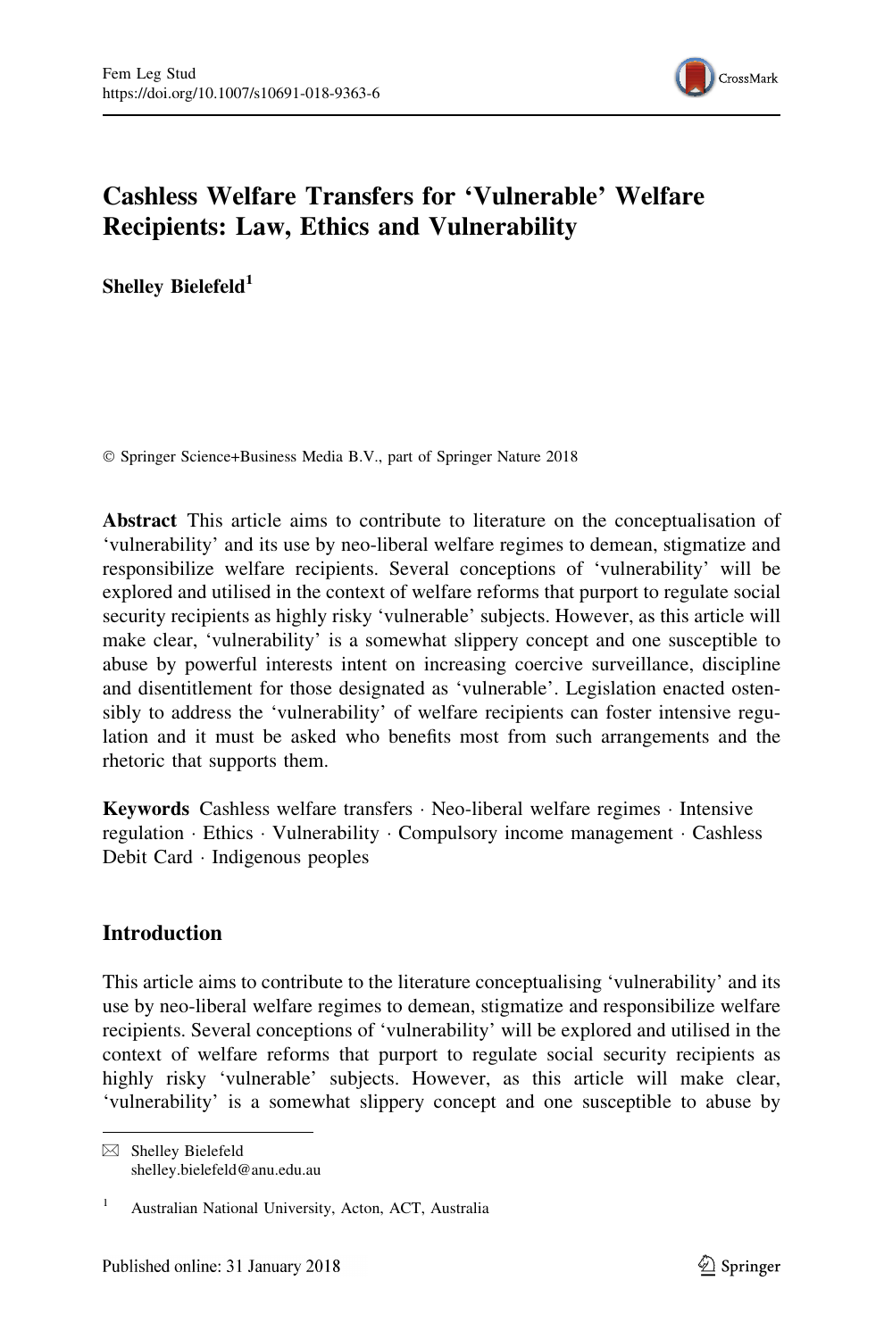# Cashless Welfare Transfers for 'Vulnerable' Welfare Recipients: Law, Ethics and Vulnerability

**Shelley Bielefeld**[1]

© Springer Science+Business Media B.V., part of Springer Nature 2018

**Abstract** This article aims to contribute to literature on the conceptualisation of 'vulnerability' and its use by neo-liberal welfare regimes to demean, stigmatize and responsibilize welfare recipients. Several conceptions of 'vulnerability' will be explored and utilised in the context of welfare reforms that purport to regulate social security recipients as highly risky 'vulnerable' subjects. However, as this article will make clear, 'vulnerability' is a somewhat slippery concept and one susceptible to abuse by powerful interests intent on increasing coercive surveillance, discipline and disentitlement for those designated as 'vulnerable'. Legislation enacted ostensibly to address the 'vulnerability' of welfare recipients can foster intensive regulation and it must be asked who benefits most from such arrangements and the rhetoric that supports them.

**Keywords** Cashless welfare transfers · Neo-liberal welfare regimes · Intensive regulation · Ethics · Vulnerability · Compulsory income management · Cashless Debit Card · Indigenous peoples

## Introduction

This article aims to contribute to the literature conceptualising 'vulnerability' and its use by neo-liberal welfare regimes to demean, stigmatize and responsibilize welfare recipients. Several conceptions of 'vulnerability' will be explored and utilised in the context of welfare reforms that purport to regulate social security recipients as highly risky 'vulnerable' subjects. However, as this article will make clear, 'vulnerability' is a somewhat slippery concept and one susceptible to abuse by

---

✉ Shelley Bielefeld
shelley.bielefeld@anu.edu.au

[1] Australian National University, Acton, ACT, Australia

Published online: 31 January 2018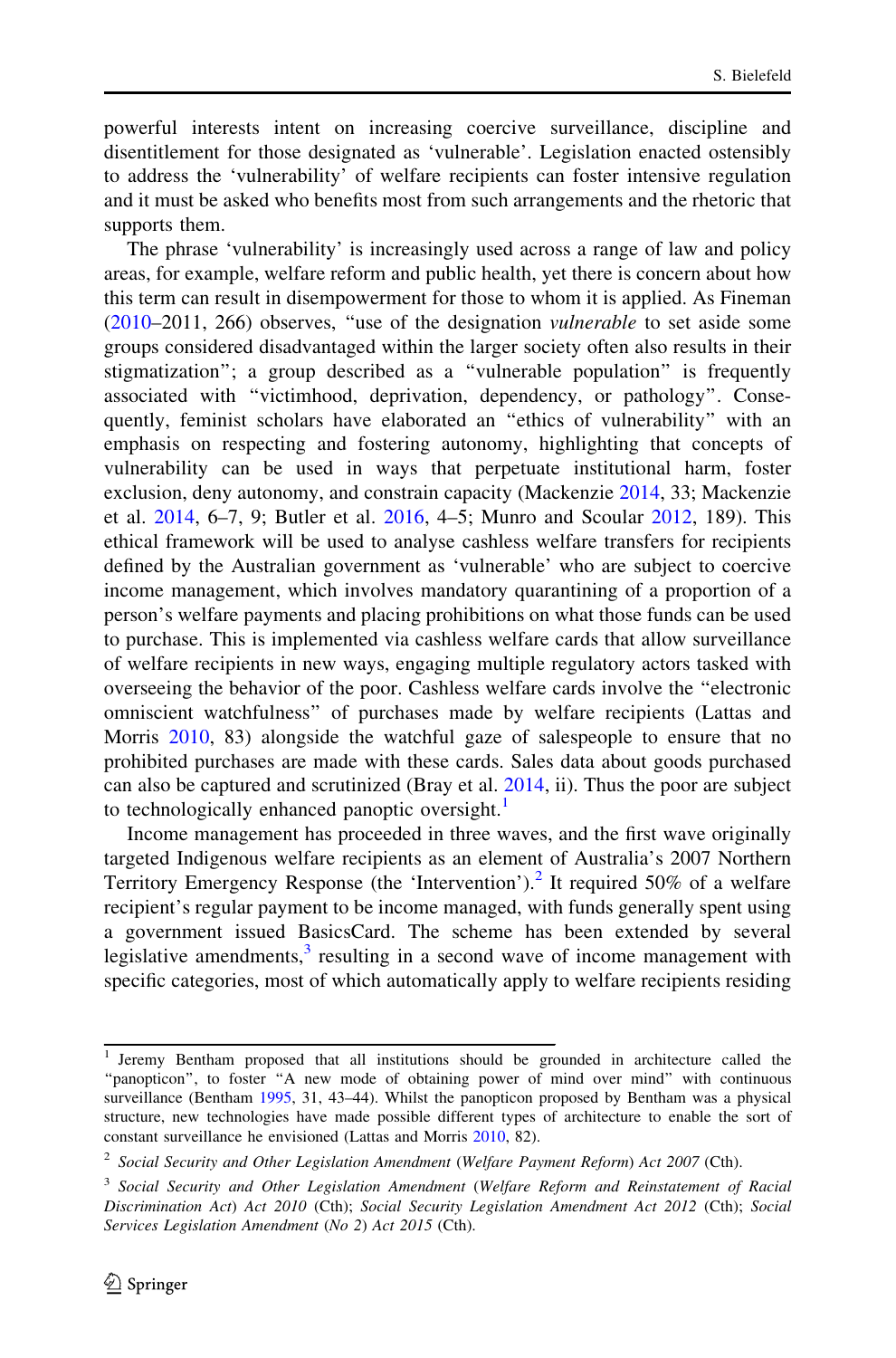powerful interests intent on increasing coercive surveillance, discipline and disentitlement for those designated as 'vulnerable'. Legislation enacted ostensibly to address the 'vulnerability' of welfare recipients can foster intensive regulation and it must be asked who benefits most from such arrangements and the rhetoric that supports them.

The phrase 'vulnerability' is increasingly used across a range of law and policy areas, for example, welfare reform and public health, yet there is concern about how this term can result in disempowerment for those to whom it is applied. As Fineman (2010–2011, 266) observes, "use of the designation *vulnerable* to set aside some groups considered disadvantaged within the larger society often also results in their stigmatization"; a group described as a "vulnerable population" is frequently associated with "victimhood, deprivation, dependency, or pathology". Consequently, feminist scholars have elaborated an "ethics of vulnerability" with an emphasis on respecting and fostering autonomy, highlighting that concepts of vulnerability can be used in ways that perpetuate institutional harm, foster exclusion, deny autonomy, and constrain capacity (Mackenzie 2014, 33; Mackenzie et al. 2014, 6–7, 9; Butler et al. 2016, 4–5; Munro and Scoular 2012, 189). This ethical framework will be used to analyse cashless welfare transfers for recipients defined by the Australian government as 'vulnerable' who are subject to coercive income management, which involves mandatory quarantining of a proportion of a person's welfare payments and placing prohibitions on what those funds can be used to purchase. This is implemented via cashless welfare cards that allow surveillance of welfare recipients in new ways, engaging multiple regulatory actors tasked with overseeing the behavior of the poor. Cashless welfare cards involve the "electronic omniscient watchfulness" of purchases made by welfare recipients (Lattas and Morris 2010, 83) alongside the watchful gaze of salespeople to ensure that no prohibited purchases are made with these cards. Sales data about goods purchased can also be captured and scrutinized (Bray et al. 2014, ii). Thus the poor are subject to technologically enhanced panoptic oversight.[1]

Income management has proceeded in three waves, and the first wave originally targeted Indigenous welfare recipients as an element of Australia's 2007 Northern Territory Emergency Response (the 'Intervention').[2] It required 50% of a welfare recipient's regular payment to be income managed, with funds generally spent using a government issued BasicsCard. The scheme has been extended by several legislative amendments,[3] resulting in a second wave of income management with specific categories, most of which automatically apply to welfare recipients residing

---

[1] Jeremy Bentham proposed that all institutions should be grounded in architecture called the "panopticon", to foster "A new mode of obtaining power of mind over mind" with continuous surveillance (Bentham 1995, 31, 43–44). Whilst the panopticon proposed by Bentham was a physical structure, new technologies have made possible different types of architecture to enable the sort of constant surveillance he envisioned (Lattas and Morris 2010, 82).

[2] *Social Security and Other Legislation Amendment* (*Welfare Payment Reform*) *Act 2007* (Cth).

[3] *Social Security and Other Legislation Amendment* (*Welfare Reform and Reinstatement of Racial Discrimination Act*) *Act 2010* (Cth); *Social Security Legislation Amendment Act 2012* (Cth); *Social Services Legislation Amendment* (*No 2*) *Act 2015* (Cth).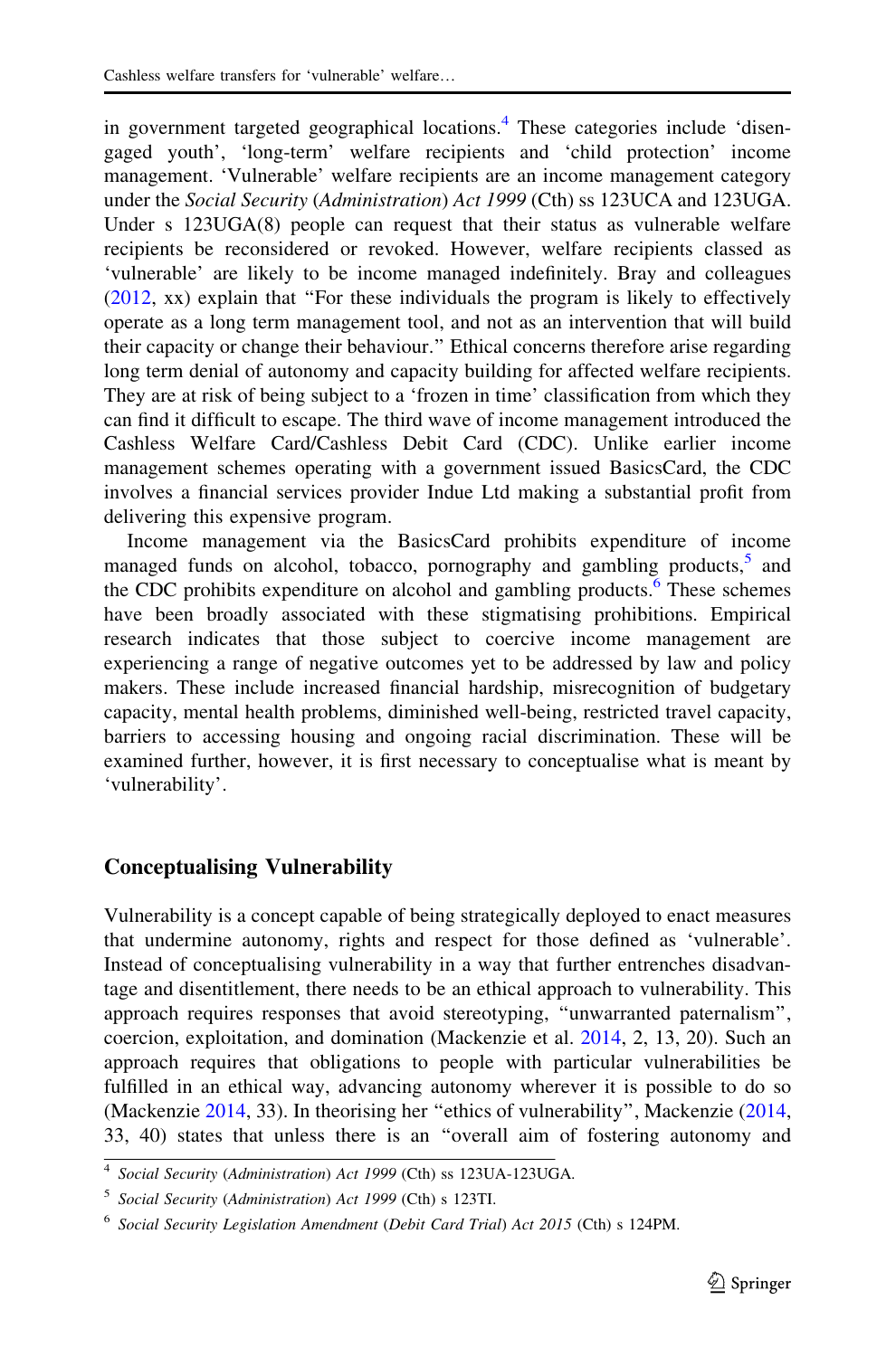in government targeted geographical locations.[4] These categories include 'disengaged youth', 'long-term' welfare recipients and 'child protection' income management. 'Vulnerable' welfare recipients are an income management category under the *Social Security* (*Administration*) *Act 1999* (Cth) ss 123UCA and 123UGA. Under s 123UGA(8) people can request that their status as vulnerable welfare recipients be reconsidered or revoked. However, welfare recipients classed as 'vulnerable' are likely to be income managed indefinitely. Bray and colleagues (2012, xx) explain that "For these individuals the program is likely to effectively operate as a long term management tool, and not as an intervention that will build their capacity or change their behaviour." Ethical concerns therefore arise regarding long term denial of autonomy and capacity building for affected welfare recipients. They are at risk of being subject to a 'frozen in time' classification from which they can find it difficult to escape. The third wave of income management introduced the Cashless Welfare Card/Cashless Debit Card (CDC). Unlike earlier income management schemes operating with a government issued BasicsCard, the CDC involves a financial services provider Indue Ltd making a substantial profit from delivering this expensive program.

Income management via the BasicsCard prohibits expenditure of income managed funds on alcohol, tobacco, pornography and gambling products,[5] and the CDC prohibits expenditure on alcohol and gambling products.[6] These schemes have been broadly associated with these stigmatising prohibitions. Empirical research indicates that those subject to coercive income management are experiencing a range of negative outcomes yet to be addressed by law and policy makers. These include increased financial hardship, misrecognition of budgetary capacity, mental health problems, diminished well-being, restricted travel capacity, barriers to accessing housing and ongoing racial discrimination. These will be examined further, however, it is first necessary to conceptualise what is meant by 'vulnerability'.

## Conceptualising Vulnerability

Vulnerability is a concept capable of being strategically deployed to enact measures that undermine autonomy, rights and respect for those defined as 'vulnerable'. Instead of conceptualising vulnerability in a way that further entrenches disadvantage and disentitlement, there needs to be an ethical approach to vulnerability. This approach requires responses that avoid stereotyping, "unwarranted paternalism", coercion, exploitation, and domination (Mackenzie et al. 2014, 2, 13, 20). Such an approach requires that obligations to people with particular vulnerabilities be fulfilled in an ethical way, advancing autonomy wherever it is possible to do so (Mackenzie 2014, 33). In theorising her "ethics of vulnerability", Mackenzie (2014, 33, 40) states that unless there is an "overall aim of fostering autonomy and

---

[4] *Social Security* (*Administration*) *Act 1999* (Cth) ss 123UA-123UGA.

[5] *Social Security* (*Administration*) *Act 1999* (Cth) s 123TI.

[6] *Social Security Legislation Amendment* (*Debit Card Trial*) *Act 2015* (Cth) s 124PM.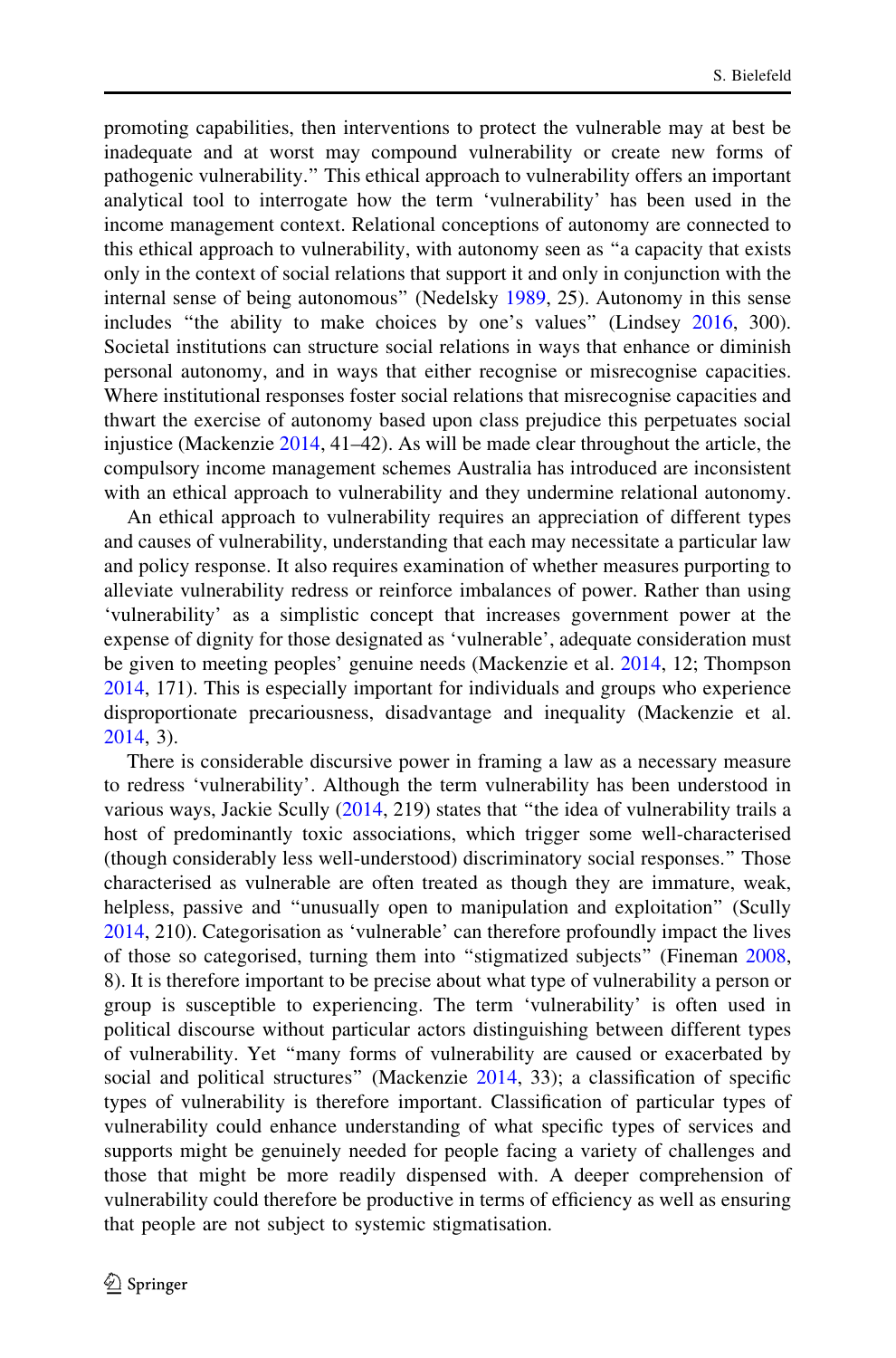promoting capabilities, then interventions to protect the vulnerable may at best be inadequate and at worst may compound vulnerability or create new forms of pathogenic vulnerability." This ethical approach to vulnerability offers an important analytical tool to interrogate how the term 'vulnerability' has been used in the income management context. Relational conceptions of autonomy are connected to this ethical approach to vulnerability, with autonomy seen as "a capacity that exists only in the context of social relations that support it and only in conjunction with the internal sense of being autonomous" (Nedelsky 1989, 25). Autonomy in this sense includes "the ability to make choices by one's values" (Lindsey 2016, 300). Societal institutions can structure social relations in ways that enhance or diminish personal autonomy, and in ways that either recognise or misrecognise capacities. Where institutional responses foster social relations that misrecognise capacities and thwart the exercise of autonomy based upon class prejudice this perpetuates social injustice (Mackenzie 2014, 41–42). As will be made clear throughout the article, the compulsory income management schemes Australia has introduced are inconsistent with an ethical approach to vulnerability and they undermine relational autonomy.

An ethical approach to vulnerability requires an appreciation of different types and causes of vulnerability, understanding that each may necessitate a particular law and policy response. It also requires examination of whether measures purporting to alleviate vulnerability redress or reinforce imbalances of power. Rather than using 'vulnerability' as a simplistic concept that increases government power at the expense of dignity for those designated as 'vulnerable', adequate consideration must be given to meeting peoples' genuine needs (Mackenzie et al. 2014, 12; Thompson 2014, 171). This is especially important for individuals and groups who experience disproportionate precariousness, disadvantage and inequality (Mackenzie et al. 2014, 3).

There is considerable discursive power in framing a law as a necessary measure to redress 'vulnerability'. Although the term vulnerability has been understood in various ways, Jackie Scully (2014, 219) states that "the idea of vulnerability trails a host of predominantly toxic associations, which trigger some well-characterised (though considerably less well-understood) discriminatory social responses." Those characterised as vulnerable are often treated as though they are immature, weak, helpless, passive and "unusually open to manipulation and exploitation" (Scully 2014, 210). Categorisation as 'vulnerable' can therefore profoundly impact the lives of those so categorised, turning them into "stigmatized subjects" (Fineman 2008, 8). It is therefore important to be precise about what type of vulnerability a person or group is susceptible to experiencing. The term 'vulnerability' is often used in political discourse without particular actors distinguishing between different types of vulnerability. Yet "many forms of vulnerability are caused or exacerbated by social and political structures" (Mackenzie 2014, 33); a classification of specific types of vulnerability is therefore important. Classification of particular types of vulnerability could enhance understanding of what specific types of services and supports might be genuinely needed for people facing a variety of challenges and those that might be more readily dispensed with. A deeper comprehension of vulnerability could therefore be productive in terms of efficiency as well as ensuring that people are not subject to systemic stigmatisation.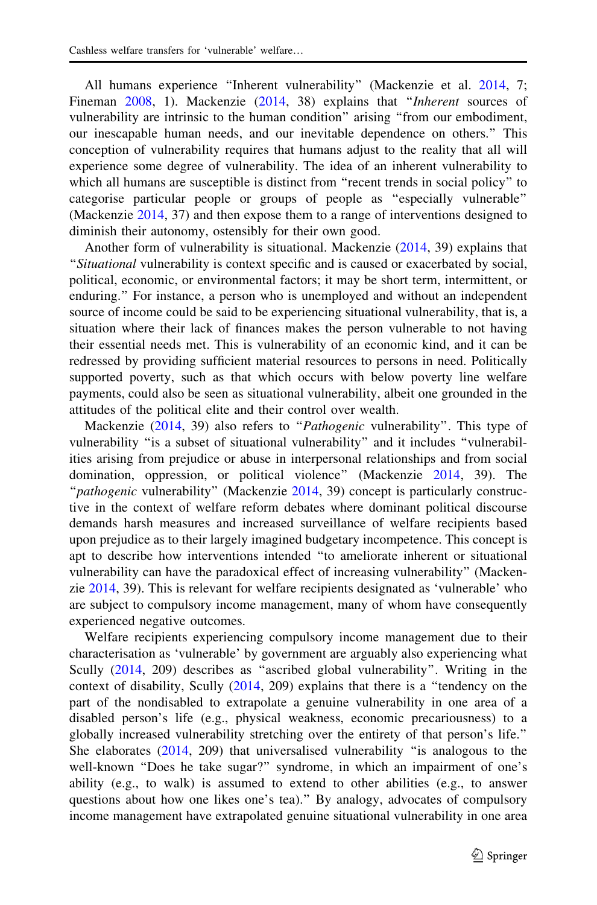All humans experience "Inherent vulnerability" (Mackenzie et al. 2014, 7; Fineman 2008, 1). Mackenzie (2014, 38) explains that "*Inherent* sources of vulnerability are intrinsic to the human condition" arising "from our embodiment, our inescapable human needs, and our inevitable dependence on others." This conception of vulnerability requires that humans adjust to the reality that all will experience some degree of vulnerability. The idea of an inherent vulnerability to which all humans are susceptible is distinct from "recent trends in social policy" to categorise particular people or groups of people as "especially vulnerable" (Mackenzie 2014, 37) and then expose them to a range of interventions designed to diminish their autonomy, ostensibly for their own good.

Another form of vulnerability is situational. Mackenzie (2014, 39) explains that "*Situational* vulnerability is context specific and is caused or exacerbated by social, political, economic, or environmental factors; it may be short term, intermittent, or enduring." For instance, a person who is unemployed and without an independent source of income could be said to be experiencing situational vulnerability, that is, a situation where their lack of finances makes the person vulnerable to not having their essential needs met. This is vulnerability of an economic kind, and it can be redressed by providing sufficient material resources to persons in need. Politically supported poverty, such as that which occurs with below poverty line welfare payments, could also be seen as situational vulnerability, albeit one grounded in the attitudes of the political elite and their control over wealth.

Mackenzie (2014, 39) also refers to "*Pathogenic* vulnerability". This type of vulnerability "is a subset of situational vulnerability" and it includes "vulnerabilities arising from prejudice or abuse in interpersonal relationships and from social domination, oppression, or political violence" (Mackenzie 2014, 39). The "*pathogenic* vulnerability" (Mackenzie 2014, 39) concept is particularly constructive in the context of welfare reform debates where dominant political discourse demands harsh measures and increased surveillance of welfare recipients based upon prejudice as to their largely imagined budgetary incompetence. This concept is apt to describe how interventions intended "to ameliorate inherent or situational vulnerability can have the paradoxical effect of increasing vulnerability" (Mackenzie 2014, 39). This is relevant for welfare recipients designated as 'vulnerable' who are subject to compulsory income management, many of whom have consequently experienced negative outcomes.

Welfare recipients experiencing compulsory income management due to their characterisation as 'vulnerable' by government are arguably also experiencing what Scully (2014, 209) describes as "ascribed global vulnerability". Writing in the context of disability, Scully (2014, 209) explains that there is a "tendency on the part of the nondisabled to extrapolate a genuine vulnerability in one area of a disabled person's life (e.g., physical weakness, economic precariousness) to a globally increased vulnerability stretching over the entirety of that person's life." She elaborates (2014, 209) that universalised vulnerability "is analogous to the well-known "Does he take sugar?" syndrome, in which an impairment of one's ability (e.g., to walk) is assumed to extend to other abilities (e.g., to answer questions about how one likes one's tea)." By analogy, advocates of compulsory income management have extrapolated genuine situational vulnerability in one area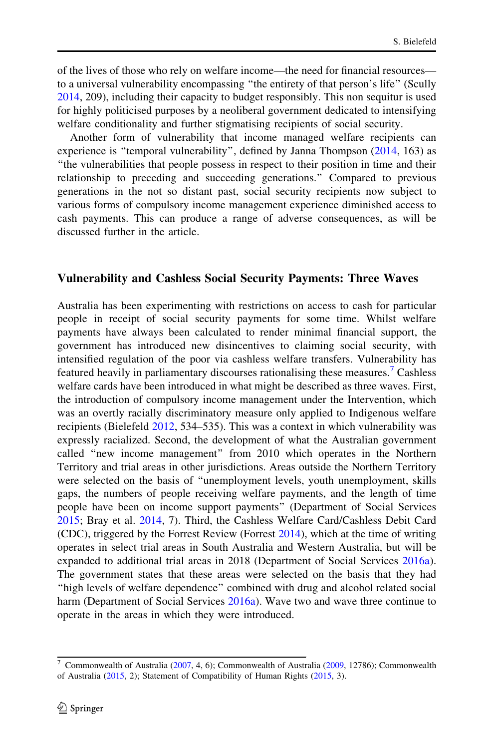of the lives of those who rely on welfare income—the need for financial resources—to a universal vulnerability encompassing "the entirety of that person's life" (Scully 2014, 209), including their capacity to budget responsibly. This non sequitur is used for highly politicised purposes by a neoliberal government dedicated to intensifying welfare conditionality and further stigmatising recipients of social security.

Another form of vulnerability that income managed welfare recipients can experience is "temporal vulnerability", defined by Janna Thompson (2014, 163) as "the vulnerabilities that people possess in respect to their position in time and their relationship to preceding and succeeding generations." Compared to previous generations in the not so distant past, social security recipients now subject to various forms of compulsory income management experience diminished access to cash payments. This can produce a range of adverse consequences, as will be discussed further in the article.

## Vulnerability and Cashless Social Security Payments: Three Waves

Australia has been experimenting with restrictions on access to cash for particular people in receipt of social security payments for some time. Whilst welfare payments have always been calculated to render minimal financial support, the government has introduced new disincentives to claiming social security, with intensified regulation of the poor via cashless welfare transfers. Vulnerability has featured heavily in parliamentary discourses rationalising these measures.[7] Cashless welfare cards have been introduced in what might be described as three waves. First, the introduction of compulsory income management under the Intervention, which was an overtly racially discriminatory measure only applied to Indigenous welfare recipients (Bielefeld 2012, 534–535). This was a context in which vulnerability was expressly racialized. Second, the development of what the Australian government called "new income management" from 2010 which operates in the Northern Territory and trial areas in other jurisdictions. Areas outside the Northern Territory were selected on the basis of "unemployment levels, youth unemployment, skills gaps, the numbers of people receiving welfare payments, and the length of time people have been on income support payments" (Department of Social Services 2015; Bray et al. 2014, 7). Third, the Cashless Welfare Card/Cashless Debit Card (CDC), triggered by the Forrest Review (Forrest 2014), which at the time of writing operates in select trial areas in South Australia and Western Australia, but will be expanded to additional trial areas in 2018 (Department of Social Services 2016a). The government states that these areas were selected on the basis that they had "high levels of welfare dependence" combined with drug and alcohol related social harm (Department of Social Services 2016a). Wave two and wave three continue to operate in the areas in which they were introduced.

---

[7] Commonwealth of Australia (2007, 4, 6); Commonwealth of Australia (2009, 12786); Commonwealth of Australia (2015, 2); Statement of Compatibility of Human Rights (2015, 3).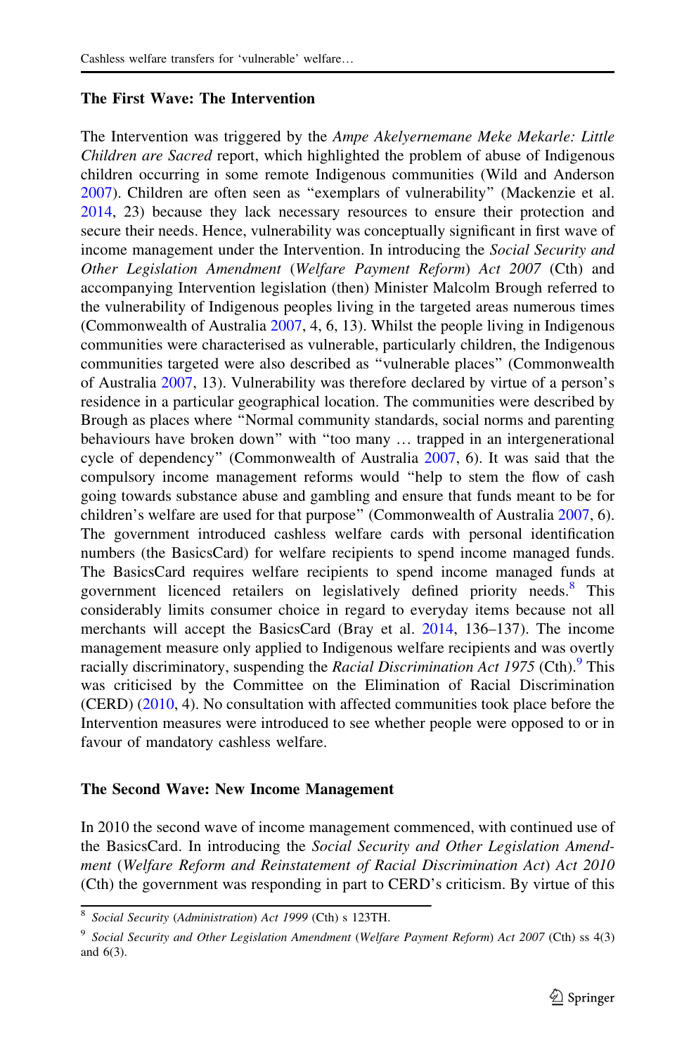### The First Wave: The Intervention

The Intervention was triggered by the *Ampe Akelyernemane Meke Mekarle: Little Children are Sacred* report, which highlighted the problem of abuse of Indigenous children occurring in some remote Indigenous communities (Wild and Anderson 2007). Children are often seen as "exemplars of vulnerability" (Mackenzie et al. 2014, 23) because they lack necessary resources to ensure their protection and secure their needs. Hence, vulnerability was conceptually significant in first wave of income management under the Intervention. In introducing the *Social Security and Other Legislation Amendment* (*Welfare Payment Reform*) *Act 2007* (Cth) and accompanying Intervention legislation (then) Minister Malcolm Brough referred to the vulnerability of Indigenous peoples living in the targeted areas numerous times (Commonwealth of Australia 2007, 4, 6, 13). Whilst the people living in Indigenous communities were characterised as vulnerable, particularly children, the Indigenous communities targeted were also described as "vulnerable places" (Commonwealth of Australia 2007, 13). Vulnerability was therefore declared by virtue of a person's residence in a particular geographical location. The communities were described by Brough as places where "Normal community standards, social norms and parenting behaviours have broken down" with "too many … trapped in an intergenerational cycle of dependency" (Commonwealth of Australia 2007, 6). It was said that the compulsory income management reforms would "help to stem the flow of cash going towards substance abuse and gambling and ensure that funds meant to be for children's welfare are used for that purpose" (Commonwealth of Australia 2007, 6). The government introduced cashless welfare cards with personal identification numbers (the BasicsCard) for welfare recipients to spend income managed funds. The BasicsCard requires welfare recipients to spend income managed funds at government licenced retailers on legislatively defined priority needs.[8] This considerably limits consumer choice in regard to everyday items because not all merchants will accept the BasicsCard (Bray et al. 2014, 136–137). The income management measure only applied to Indigenous welfare recipients and was overtly racially discriminatory, suspending the *Racial Discrimination Act 1975* (Cth).[9] This was criticised by the Committee on the Elimination of Racial Discrimination (CERD) (2010, 4). No consultation with affected communities took place before the Intervention measures were introduced to see whether people were opposed to or in favour of mandatory cashless welfare.

### The Second Wave: New Income Management

In 2010 the second wave of income management commenced, with continued use of the BasicsCard. In introducing the *Social Security and Other Legislation Amendment* (*Welfare Reform and Reinstatement of Racial Discrimination Act*) *Act 2010* (Cth) the government was responding in part to CERD's criticism. By virtue of this

---

[8] *Social Security* (*Administration*) *Act 1999* (Cth) s 123TH.

[9] *Social Security and Other Legislation Amendment* (*Welfare Payment Reform*) *Act 2007* (Cth) ss 4(3) and 6(3).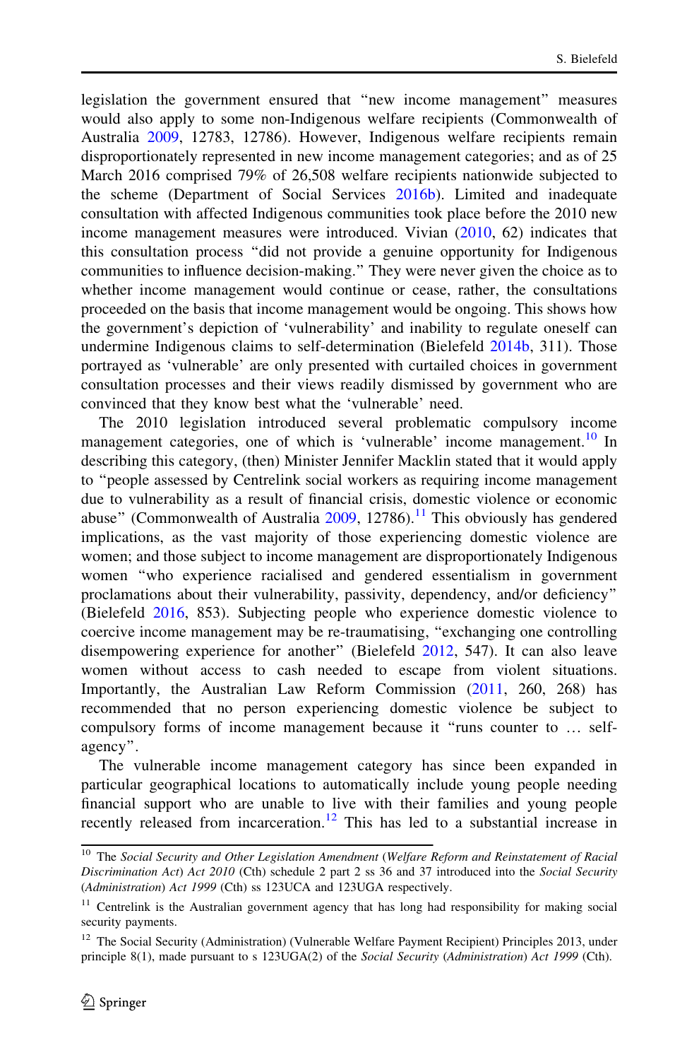legislation the government ensured that "new income management" measures would also apply to some non-Indigenous welfare recipients (Commonwealth of Australia 2009, 12783, 12786). However, Indigenous welfare recipients remain disproportionately represented in new income management categories; and as of 25 March 2016 comprised 79% of 26,508 welfare recipients nationwide subjected to the scheme (Department of Social Services 2016b). Limited and inadequate consultation with affected Indigenous communities took place before the 2010 new income management measures were introduced. Vivian (2010, 62) indicates that this consultation process "did not provide a genuine opportunity for Indigenous communities to influence decision-making." They were never given the choice as to whether income management would continue or cease, rather, the consultations proceeded on the basis that income management would be ongoing. This shows how the government's depiction of 'vulnerability' and inability to regulate oneself can undermine Indigenous claims to self-determination (Bielefeld 2014b, 311). Those portrayed as 'vulnerable' are only presented with curtailed choices in government consultation processes and their views readily dismissed by government who are convinced that they know best what the 'vulnerable' need.

The 2010 legislation introduced several problematic compulsory income management categories, one of which is 'vulnerable' income management.[10] In describing this category, (then) Minister Jennifer Macklin stated that it would apply to "people assessed by Centrelink social workers as requiring income management due to vulnerability as a result of financial crisis, domestic violence or economic abuse" (Commonwealth of Australia 2009, 12786).[11] This obviously has gendered implications, as the vast majority of those experiencing domestic violence are women; and those subject to income management are disproportionately Indigenous women "who experience racialised and gendered essentialism in government proclamations about their vulnerability, passivity, dependency, and/or deficiency" (Bielefeld 2016, 853). Subjecting people who experience domestic violence to coercive income management may be re-traumatising, "exchanging one controlling disempowering experience for another" (Bielefeld 2012, 547). It can also leave women without access to cash needed to escape from violent situations. Importantly, the Australian Law Reform Commission (2011, 260, 268) has recommended that no person experiencing domestic violence be subject to compulsory forms of income management because it "runs counter to … self-agency".

The vulnerable income management category has since been expanded in particular geographical locations to automatically include young people needing financial support who are unable to live with their families and young people recently released from incarceration.[12] This has led to a substantial increase in

---

[10] The *Social Security and Other Legislation Amendment* (*Welfare Reform and Reinstatement of Racial Discrimination Act*) *Act 2010* (Cth) schedule 2 part 2 ss 36 and 37 introduced into the *Social Security* (*Administration*) *Act 1999* (Cth) ss 123UCA and 123UGA respectively.

[11] Centrelink is the Australian government agency that has long had responsibility for making social security payments.

[12] The Social Security (Administration) (Vulnerable Welfare Payment Recipient) Principles 2013, under principle 8(1), made pursuant to s 123UGA(2) of the *Social Security* (*Administration*) *Act 1999* (Cth).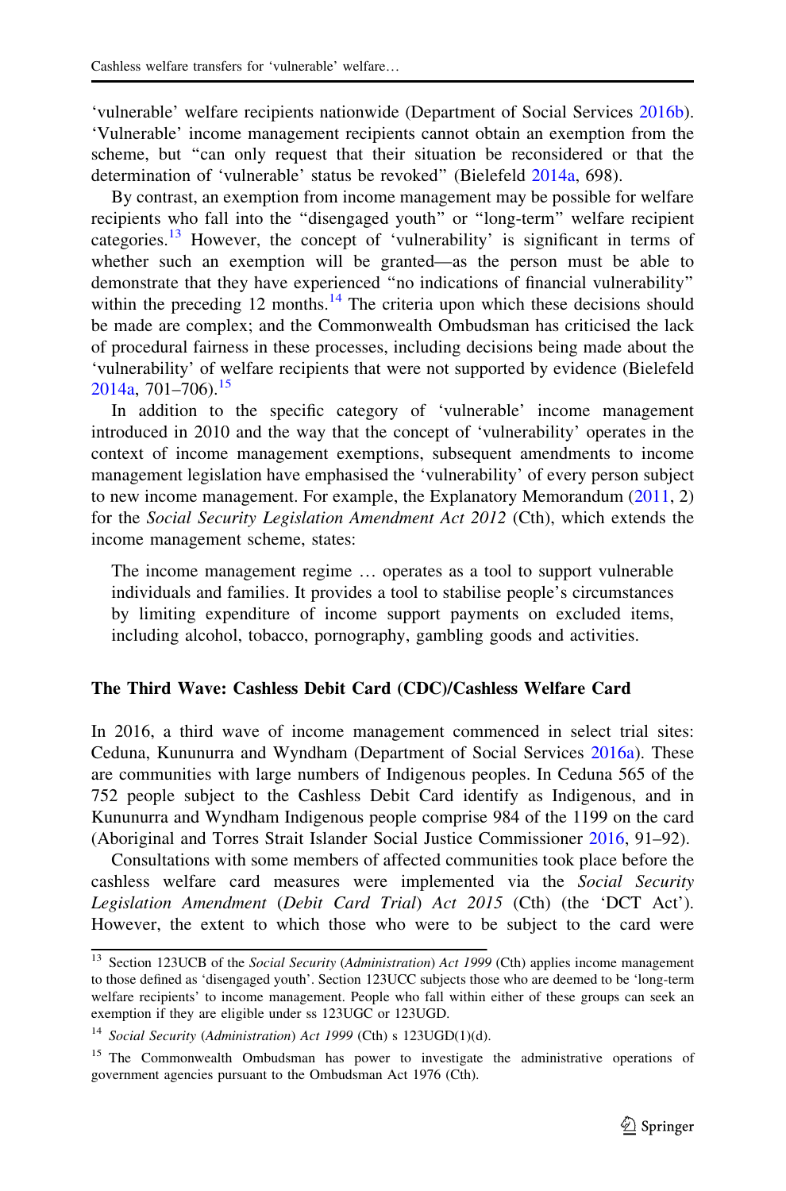'vulnerable' welfare recipients nationwide (Department of Social Services 2016b). 'Vulnerable' income management recipients cannot obtain an exemption from the scheme, but "can only request that their situation be reconsidered or that the determination of 'vulnerable' status be revoked" (Bielefeld 2014a, 698).

By contrast, an exemption from income management may be possible for welfare recipients who fall into the "disengaged youth" or "long-term" welfare recipient categories.[13] However, the concept of 'vulnerability' is significant in terms of whether such an exemption will be granted—as the person must be able to demonstrate that they have experienced "no indications of financial vulnerability" within the preceding 12 months.[14] The criteria upon which these decisions should be made are complex; and the Commonwealth Ombudsman has criticised the lack of procedural fairness in these processes, including decisions being made about the 'vulnerability' of welfare recipients that were not supported by evidence (Bielefeld 2014a, 701–706).[15]

In addition to the specific category of 'vulnerable' income management introduced in 2010 and the way that the concept of 'vulnerability' operates in the context of income management exemptions, subsequent amendments to income management legislation have emphasised the 'vulnerability' of every person subject to new income management. For example, the Explanatory Memorandum (2011, 2) for the *Social Security Legislation Amendment Act 2012* (Cth), which extends the income management scheme, states:

> The income management regime … operates as a tool to support vulnerable individuals and families. It provides a tool to stabilise people's circumstances by limiting expenditure of income support payments on excluded items, including alcohol, tobacco, pornography, gambling goods and activities.

### The Third Wave: Cashless Debit Card (CDC)/Cashless Welfare Card

In 2016, a third wave of income management commenced in select trial sites: Ceduna, Kununurra and Wyndham (Department of Social Services 2016a). These are communities with large numbers of Indigenous peoples. In Ceduna 565 of the 752 people subject to the Cashless Debit Card identify as Indigenous, and in Kununurra and Wyndham Indigenous people comprise 984 of the 1199 on the card (Aboriginal and Torres Strait Islander Social Justice Commissioner 2016, 91–92).

Consultations with some members of affected communities took place before the cashless welfare card measures were implemented via the *Social Security Legislation Amendment (Debit Card Trial) Act 2015* (Cth) (the 'DCT Act'). However, the extent to which those who were to be subject to the card were

---

[13] Section 123UCB of the *Social Security (Administration) Act 1999* (Cth) applies income management to those defined as 'disengaged youth'. Section 123UCC subjects those who are deemed to be 'long-term welfare recipients' to income management. People who fall within either of these groups can seek an exemption if they are eligible under ss 123UGC or 123UGD.

[14] *Social Security (Administration) Act 1999* (Cth) s 123UGD(1)(d).

[15] The Commonwealth Ombudsman has power to investigate the administrative operations of government agencies pursuant to the Ombudsman Act 1976 (Cth).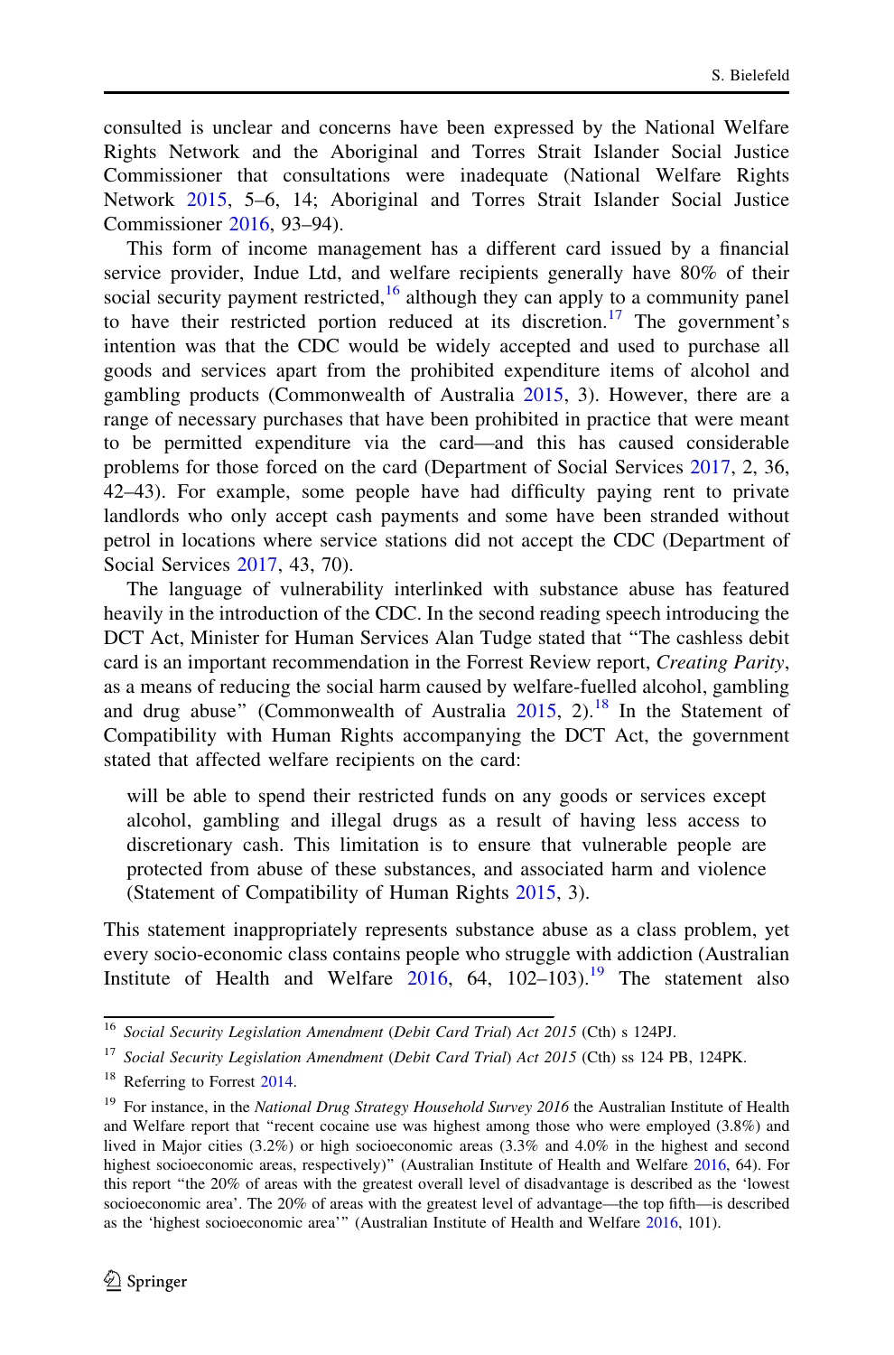consulted is unclear and concerns have been expressed by the National Welfare Rights Network and the Aboriginal and Torres Strait Islander Social Justice Commissioner that consultations were inadequate (National Welfare Rights Network 2015, 5–6, 14; Aboriginal and Torres Strait Islander Social Justice Commissioner 2016, 93–94).

This form of income management has a different card issued by a financial service provider, Indue Ltd, and welfare recipients generally have 80% of their social security payment restricted,[16] although they can apply to a community panel to have their restricted portion reduced at its discretion.[17] The government's intention was that the CDC would be widely accepted and used to purchase all goods and services apart from the prohibited expenditure items of alcohol and gambling products (Commonwealth of Australia 2015, 3). However, there are a range of necessary purchases that have been prohibited in practice that were meant to be permitted expenditure via the card—and this has caused considerable problems for those forced on the card (Department of Social Services 2017, 2, 36, 42–43). For example, some people have had difficulty paying rent to private landlords who only accept cash payments and some have been stranded without petrol in locations where service stations did not accept the CDC (Department of Social Services 2017, 43, 70).

The language of vulnerability interlinked with substance abuse has featured heavily in the introduction of the CDC. In the second reading speech introducing the DCT Act, Minister for Human Services Alan Tudge stated that "The cashless debit card is an important recommendation in the Forrest Review report, *Creating Parity*, as a means of reducing the social harm caused by welfare-fuelled alcohol, gambling and drug abuse" (Commonwealth of Australia 2015, 2).[18] In the Statement of Compatibility with Human Rights accompanying the DCT Act, the government stated that affected welfare recipients on the card:

> will be able to spend their restricted funds on any goods or services except alcohol, gambling and illegal drugs as a result of having less access to discretionary cash. This limitation is to ensure that vulnerable people are protected from abuse of these substances, and associated harm and violence (Statement of Compatibility of Human Rights 2015, 3).

This statement inappropriately represents substance abuse as a class problem, yet every socio-economic class contains people who struggle with addiction (Australian Institute of Health and Welfare 2016, 64, 102–103).[19] The statement also

---

[16] *Social Security Legislation Amendment (Debit Card Trial) Act 2015* (Cth) s 124PJ.

[17] *Social Security Legislation Amendment (Debit Card Trial) Act 2015* (Cth) ss 124 PB, 124PK.

[18] Referring to Forrest 2014.

[19] For instance, in the *National Drug Strategy Household Survey 2016* the Australian Institute of Health and Welfare report that "recent cocaine use was highest among those who were employed (3.8%) and lived in Major cities (3.2%) or high socioeconomic areas (3.3% and 4.0% in the highest and second highest socioeconomic areas, respectively)" (Australian Institute of Health and Welfare 2016, 64). For this report "the 20% of areas with the greatest overall level of disadvantage is described as the 'lowest socioeconomic area'. The 20% of areas with the greatest level of advantage—the top fifth—is described as the 'highest socioeconomic area'" (Australian Institute of Health and Welfare 2016, 101).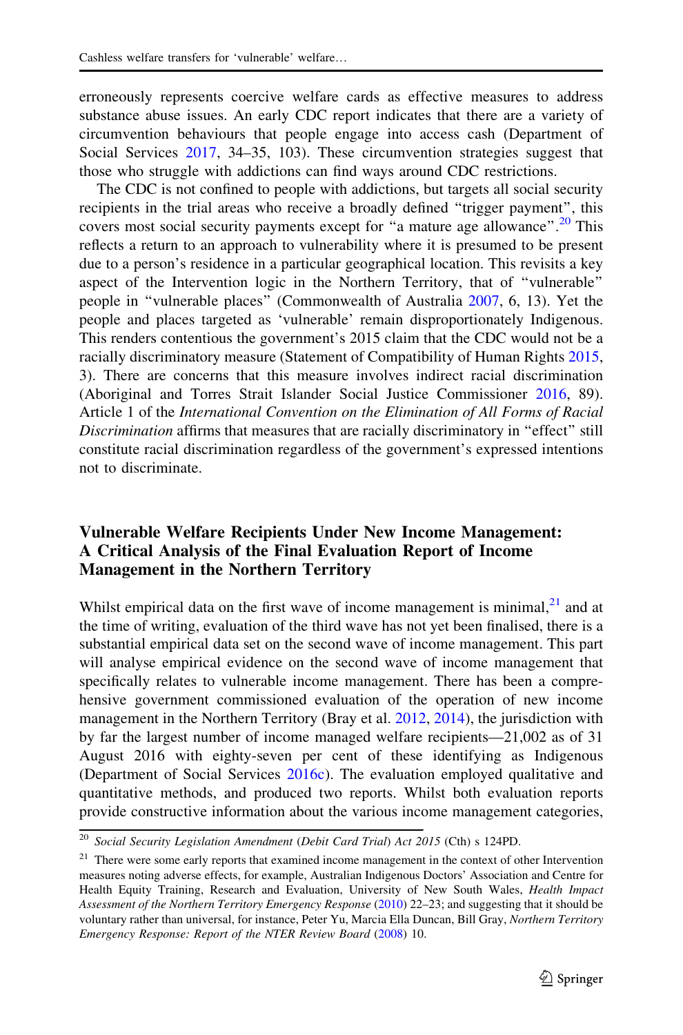erroneously represents coercive welfare cards as effective measures to address substance abuse issues. An early CDC report indicates that there are a variety of circumvention behaviours that people engage into access cash (Department of Social Services 2017, 34–35, 103). These circumvention strategies suggest that those who struggle with addictions can find ways around CDC restrictions.

The CDC is not confined to people with addictions, but targets all social security recipients in the trial areas who receive a broadly defined "trigger payment", this covers most social security payments except for "a mature age allowance".[20] This reflects a return to an approach to vulnerability where it is presumed to be present due to a person's residence in a particular geographical location. This revisits a key aspect of the Intervention logic in the Northern Territory, that of "vulnerable" people in "vulnerable places" (Commonwealth of Australia 2007, 6, 13). Yet the people and places targeted as 'vulnerable' remain disproportionately Indigenous. This renders contentious the government's 2015 claim that the CDC would not be a racially discriminatory measure (Statement of Compatibility of Human Rights 2015, 3). There are concerns that this measure involves indirect racial discrimination (Aboriginal and Torres Strait Islander Social Justice Commissioner 2016, 89). Article 1 of the *International Convention on the Elimination of All Forms of Racial Discrimination* affirms that measures that are racially discriminatory in "effect" still constitute racial discrimination regardless of the government's expressed intentions not to discriminate.

## Vulnerable Welfare Recipients Under New Income Management: A Critical Analysis of the Final Evaluation Report of Income Management in the Northern Territory

Whilst empirical data on the first wave of income management is minimal,[21] and at the time of writing, evaluation of the third wave has not yet been finalised, there is a substantial empirical data set on the second wave of income management. This part will analyse empirical evidence on the second wave of income management that specifically relates to vulnerable income management. There has been a comprehensive government commissioned evaluation of the operation of new income management in the Northern Territory (Bray et al. 2012, 2014), the jurisdiction with by far the largest number of income managed welfare recipients—21,002 as of 31 August 2016 with eighty-seven per cent of these identifying as Indigenous (Department of Social Services 2016c). The evaluation employed qualitative and quantitative methods, and produced two reports. Whilst both evaluation reports provide constructive information about the various income management categories,

---

[20] *Social Security Legislation Amendment* (*Debit Card Trial*) *Act 2015* (Cth) s 124PD.

[21] There were some early reports that examined income management in the context of other Intervention measures noting adverse effects, for example, Australian Indigenous Doctors' Association and Centre for Health Equity Training, Research and Evaluation, University of New South Wales, *Health Impact Assessment of the Northern Territory Emergency Response* (2010) 22–23; and suggesting that it should be voluntary rather than universal, for instance, Peter Yu, Marcia Ella Duncan, Bill Gray, *Northern Territory Emergency Response: Report of the NTER Review Board* (2008) 10.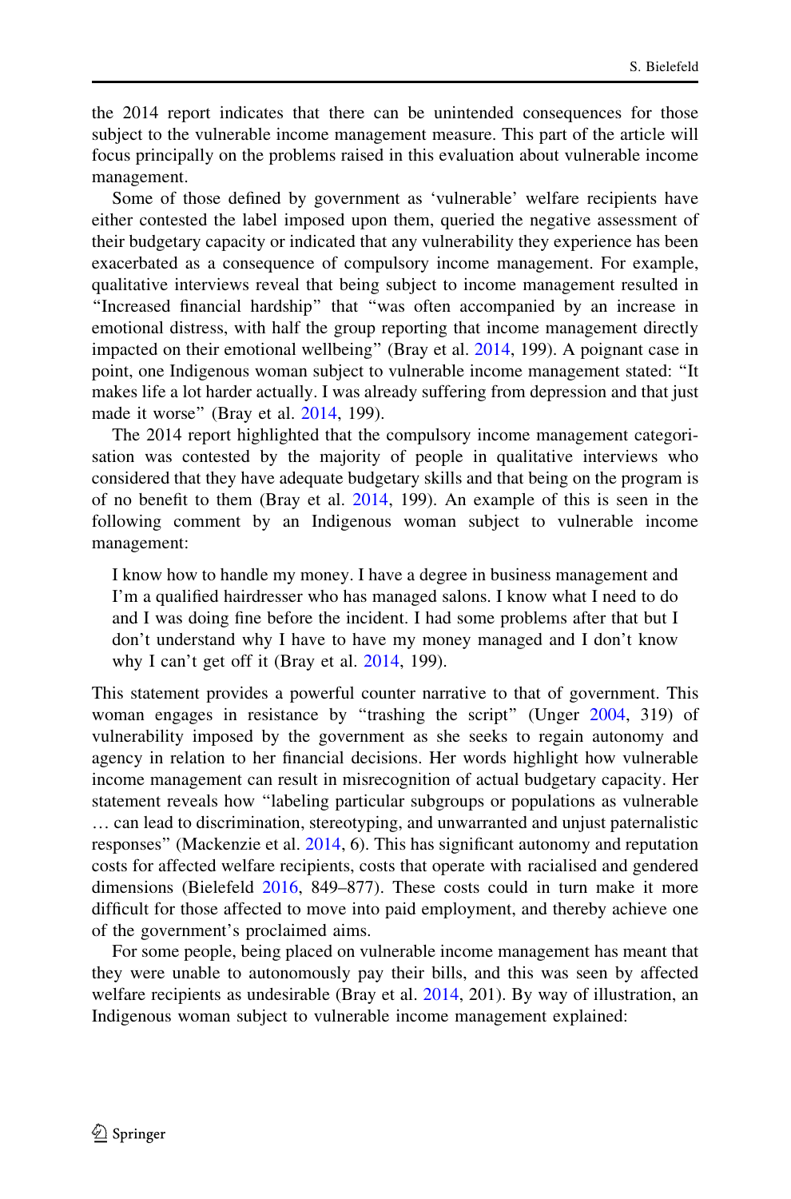the 2014 report indicates that there can be unintended consequences for those subject to the vulnerable income management measure. This part of the article will focus principally on the problems raised in this evaluation about vulnerable income management.

Some of those defined by government as 'vulnerable' welfare recipients have either contested the label imposed upon them, queried the negative assessment of their budgetary capacity or indicated that any vulnerability they experience has been exacerbated as a consequence of compulsory income management. For example, qualitative interviews reveal that being subject to income management resulted in "Increased financial hardship" that "was often accompanied by an increase in emotional distress, with half the group reporting that income management directly impacted on their emotional wellbeing" (Bray et al. 2014, 199). A poignant case in point, one Indigenous woman subject to vulnerable income management stated: "It makes life a lot harder actually. I was already suffering from depression and that just made it worse" (Bray et al. 2014, 199).

The 2014 report highlighted that the compulsory income management categorisation was contested by the majority of people in qualitative interviews who considered that they have adequate budgetary skills and that being on the program is of no benefit to them (Bray et al. 2014, 199). An example of this is seen in the following comment by an Indigenous woman subject to vulnerable income management:

> I know how to handle my money. I have a degree in business management and I'm a qualified hairdresser who has managed salons. I know what I need to do and I was doing fine before the incident. I had some problems after that but I don't understand why I have to have my money managed and I don't know why I can't get off it (Bray et al. 2014, 199).

This statement provides a powerful counter narrative to that of government. This woman engages in resistance by "trashing the script" (Unger 2004, 319) of vulnerability imposed by the government as she seeks to regain autonomy and agency in relation to her financial decisions. Her words highlight how vulnerable income management can result in misrecognition of actual budgetary capacity. Her statement reveals how "labeling particular subgroups or populations as vulnerable … can lead to discrimination, stereotyping, and unwarranted and unjust paternalistic responses" (Mackenzie et al. 2014, 6). This has significant autonomy and reputation costs for affected welfare recipients, costs that operate with racialised and gendered dimensions (Bielefeld 2016, 849–877). These costs could in turn make it more difficult for those affected to move into paid employment, and thereby achieve one of the government's proclaimed aims.

For some people, being placed on vulnerable income management has meant that they were unable to autonomously pay their bills, and this was seen by affected welfare recipients as undesirable (Bray et al. 2014, 201). By way of illustration, an Indigenous woman subject to vulnerable income management explained: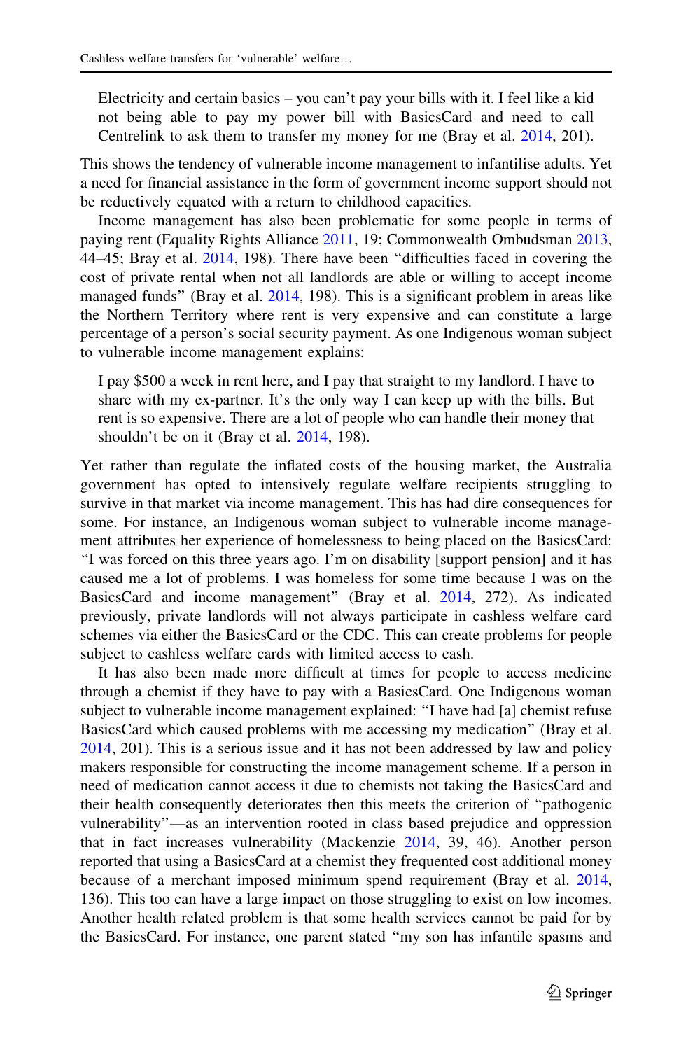> Electricity and certain basics – you can't pay your bills with it. I feel like a kid not being able to pay my power bill with BasicsCard and need to call Centrelink to ask them to transfer my money for me (Bray et al. 2014, 201).

This shows the tendency of vulnerable income management to infantilise adults. Yet a need for financial assistance in the form of government income support should not be reductively equated with a return to childhood capacities.

Income management has also been problematic for some people in terms of paying rent (Equality Rights Alliance 2011, 19; Commonwealth Ombudsman 2013, 44–45; Bray et al. 2014, 198). There have been "difficulties faced in covering the cost of private rental when not all landlords are able or willing to accept income managed funds" (Bray et al. 2014, 198). This is a significant problem in areas like the Northern Territory where rent is very expensive and can constitute a large percentage of a person's social security payment. As one Indigenous woman subject to vulnerable income management explains:

> I pay $500 a week in rent here, and I pay that straight to my landlord. I have to share with my ex-partner. It's the only way I can keep up with the bills. But rent is so expensive. There are a lot of people who can handle their money that shouldn't be on it (Bray et al. 2014, 198).

Yet rather than regulate the inflated costs of the housing market, the Australia government has opted to intensively regulate welfare recipients struggling to survive in that market via income management. This has had dire consequences for some. For instance, an Indigenous woman subject to vulnerable income management attributes her experience of homelessness to being placed on the BasicsCard: "I was forced on this three years ago. I'm on disability [support pension] and it has caused me a lot of problems. I was homeless for some time because I was on the BasicsCard and income management" (Bray et al. 2014, 272). As indicated previously, private landlords will not always participate in cashless welfare card schemes via either the BasicsCard or the CDC. This can create problems for people subject to cashless welfare cards with limited access to cash.

It has also been made more difficult at times for people to access medicine through a chemist if they have to pay with a BasicsCard. One Indigenous woman subject to vulnerable income management explained: "I have had [a] chemist refuse BasicsCard which caused problems with me accessing my medication" (Bray et al. 2014, 201). This is a serious issue and it has not been addressed by law and policy makers responsible for constructing the income management scheme. If a person in need of medication cannot access it due to chemists not taking the BasicsCard and their health consequently deteriorates then this meets the criterion of "pathogenic vulnerability"—as an intervention rooted in class based prejudice and oppression that in fact increases vulnerability (Mackenzie 2014, 39, 46). Another person reported that using a BasicsCard at a chemist they frequented cost additional money because of a merchant imposed minimum spend requirement (Bray et al. 2014, 136). This too can have a large impact on those struggling to exist on low incomes. Another health related problem is that some health services cannot be paid for by the BasicsCard. For instance, one parent stated "my son has infantile spasms and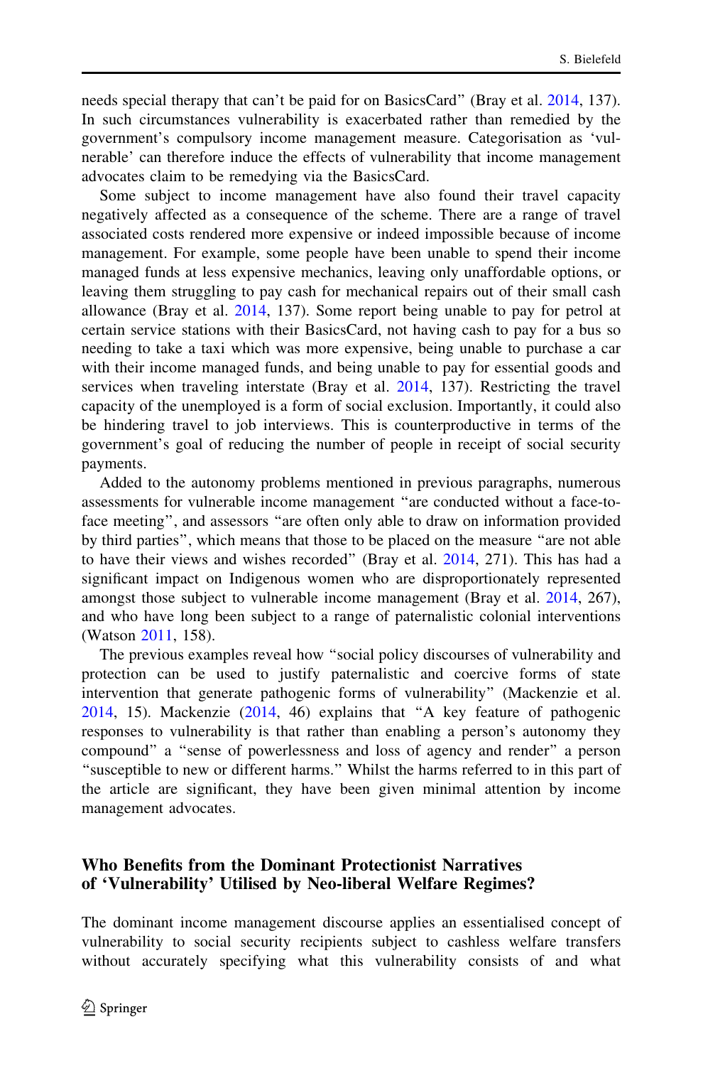needs special therapy that can't be paid for on BasicsCard" (Bray et al. 2014, 137). In such circumstances vulnerability is exacerbated rather than remedied by the government's compulsory income management measure. Categorisation as 'vulnerable' can therefore induce the effects of vulnerability that income management advocates claim to be remedying via the BasicsCard.

Some subject to income management have also found their travel capacity negatively affected as a consequence of the scheme. There are a range of travel associated costs rendered more expensive or indeed impossible because of income management. For example, some people have been unable to spend their income managed funds at less expensive mechanics, leaving only unaffordable options, or leaving them struggling to pay cash for mechanical repairs out of their small cash allowance (Bray et al. 2014, 137). Some report being unable to pay for petrol at certain service stations with their BasicsCard, not having cash to pay for a bus so needing to take a taxi which was more expensive, being unable to purchase a car with their income managed funds, and being unable to pay for essential goods and services when traveling interstate (Bray et al. 2014, 137). Restricting the travel capacity of the unemployed is a form of social exclusion. Importantly, it could also be hindering travel to job interviews. This is counterproductive in terms of the government's goal of reducing the number of people in receipt of social security payments.

Added to the autonomy problems mentioned in previous paragraphs, numerous assessments for vulnerable income management "are conducted without a face-to-face meeting", and assessors "are often only able to draw on information provided by third parties", which means that those to be placed on the measure "are not able to have their views and wishes recorded" (Bray et al. 2014, 271). This has had a significant impact on Indigenous women who are disproportionately represented amongst those subject to vulnerable income management (Bray et al. 2014, 267), and who have long been subject to a range of paternalistic colonial interventions (Watson 2011, 158).

The previous examples reveal how "social policy discourses of vulnerability and protection can be used to justify paternalistic and coercive forms of state intervention that generate pathogenic forms of vulnerability" (Mackenzie et al. 2014, 15). Mackenzie (2014, 46) explains that "A key feature of pathogenic responses to vulnerability is that rather than enabling a person's autonomy they compound" a "sense of powerlessness and loss of agency and render" a person "susceptible to new or different harms." Whilst the harms referred to in this part of the article are significant, they have been given minimal attention by income management advocates.

## Who Benefits from the Dominant Protectionist Narratives of 'Vulnerability' Utilised by Neo-liberal Welfare Regimes?

The dominant income management discourse applies an essentialised concept of vulnerability to social security recipients subject to cashless welfare transfers without accurately specifying what this vulnerability consists of and what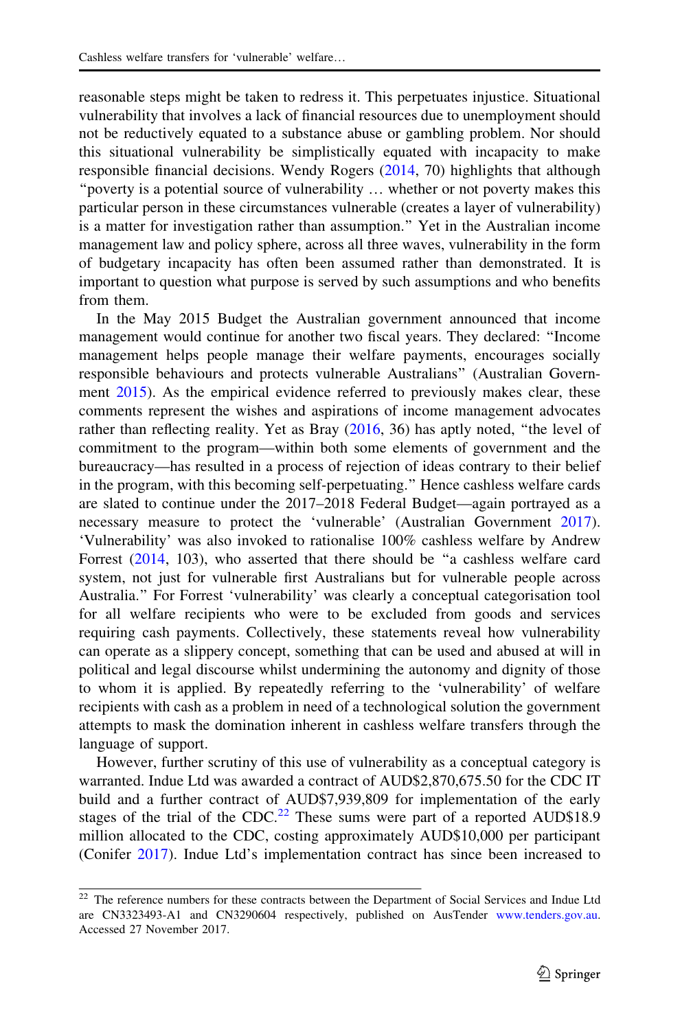reasonable steps might be taken to redress it. This perpetuates injustice. Situational vulnerability that involves a lack of financial resources due to unemployment should not be reductively equated to a substance abuse or gambling problem. Nor should this situational vulnerability be simplistically equated with incapacity to make responsible financial decisions. Wendy Rogers (2014, 70) highlights that although "poverty is a potential source of vulnerability … whether or not poverty makes this particular person in these circumstances vulnerable (creates a layer of vulnerability) is a matter for investigation rather than assumption." Yet in the Australian income management law and policy sphere, across all three waves, vulnerability in the form of budgetary incapacity has often been assumed rather than demonstrated. It is important to question what purpose is served by such assumptions and who benefits from them.

In the May 2015 Budget the Australian government announced that income management would continue for another two fiscal years. They declared: "Income management helps people manage their welfare payments, encourages socially responsible behaviours and protects vulnerable Australians" (Australian Government 2015). As the empirical evidence referred to previously makes clear, these comments represent the wishes and aspirations of income management advocates rather than reflecting reality. Yet as Bray (2016, 36) has aptly noted, "the level of commitment to the program—within both some elements of government and the bureaucracy—has resulted in a process of rejection of ideas contrary to their belief in the program, with this becoming self-perpetuating." Hence cashless welfare cards are slated to continue under the 2017–2018 Federal Budget—again portrayed as a necessary measure to protect the 'vulnerable' (Australian Government 2017). 'Vulnerability' was also invoked to rationalise 100% cashless welfare by Andrew Forrest (2014, 103), who asserted that there should be "a cashless welfare card system, not just for vulnerable first Australians but for vulnerable people across Australia." For Forrest 'vulnerability' was clearly a conceptual categorisation tool for all welfare recipients who were to be excluded from goods and services requiring cash payments. Collectively, these statements reveal how vulnerability can operate as a slippery concept, something that can be used and abused at will in political and legal discourse whilst undermining the autonomy and dignity of those to whom it is applied. By repeatedly referring to the 'vulnerability' of welfare recipients with cash as a problem in need of a technological solution the government attempts to mask the domination inherent in cashless welfare transfers through the language of support.

However, further scrutiny of this use of vulnerability as a conceptual category is warranted. Indue Ltd was awarded a contract of AUD$2,870,675.50 for the CDC IT build and a further contract of AUD$7,939,809 for implementation of the early stages of the trial of the CDC.[22] These sums were part of a reported AUD$18.9 million allocated to the CDC, costing approximately AUD$10,000 per participant (Conifer 2017). Indue Ltd's implementation contract has since been increased to

---

[22] The reference numbers for these contracts between the Department of Social Services and Indue Ltd are CN3323493-A1 and CN3290604 respectively, published on AusTender www.tenders.gov.au. Accessed 27 November 2017.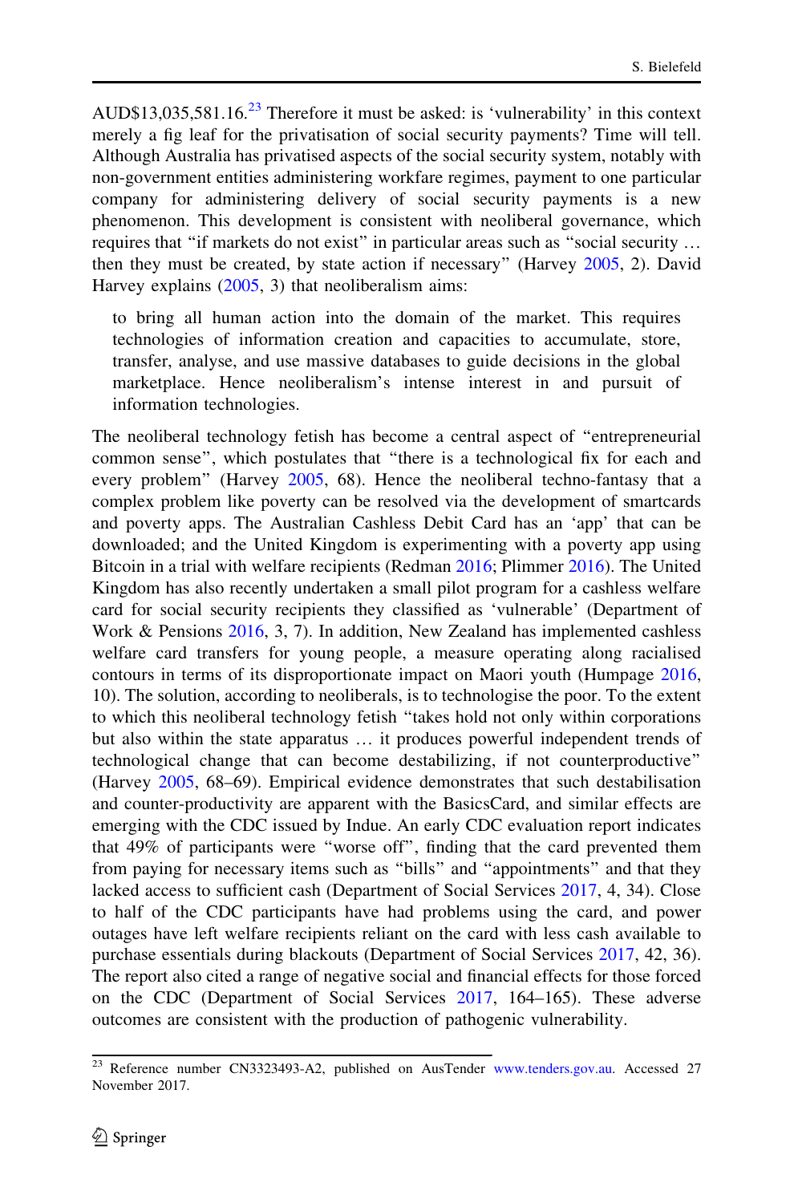AUD$13,035,581.16.[23] Therefore it must be asked: is 'vulnerability' in this context merely a fig leaf for the privatisation of social security payments? Time will tell. Although Australia has privatised aspects of the social security system, notably with non-government entities administering workfare regimes, payment to one particular company for administering delivery of social security payments is a new phenomenon. This development is consistent with neoliberal governance, which requires that "if markets do not exist" in particular areas such as "social security … then they must be created, by state action if necessary" (Harvey 2005, 2). David Harvey explains (2005, 3) that neoliberalism aims:

> to bring all human action into the domain of the market. This requires technologies of information creation and capacities to accumulate, store, transfer, analyse, and use massive databases to guide decisions in the global marketplace. Hence neoliberalism's intense interest in and pursuit of information technologies.

The neoliberal technology fetish has become a central aspect of "entrepreneurial common sense", which postulates that "there is a technological fix for each and every problem" (Harvey 2005, 68). Hence the neoliberal techno-fantasy that a complex problem like poverty can be resolved via the development of smartcards and poverty apps. The Australian Cashless Debit Card has an 'app' that can be downloaded; and the United Kingdom is experimenting with a poverty app using Bitcoin in a trial with welfare recipients (Redman 2016; Plimmer 2016). The United Kingdom has also recently undertaken a small pilot program for a cashless welfare card for social security recipients they classified as 'vulnerable' (Department of Work & Pensions 2016, 3, 7). In addition, New Zealand has implemented cashless welfare card transfers for young people, a measure operating along racialised contours in terms of its disproportionate impact on Maori youth (Humpage 2016, 10). The solution, according to neoliberals, is to technologise the poor. To the extent to which this neoliberal technology fetish "takes hold not only within corporations but also within the state apparatus … it produces powerful independent trends of technological change that can become destabilizing, if not counterproductive" (Harvey 2005, 68–69). Empirical evidence demonstrates that such destabilisation and counter-productivity are apparent with the BasicsCard, and similar effects are emerging with the CDC issued by Indue. An early CDC evaluation report indicates that 49% of participants were "worse off", finding that the card prevented them from paying for necessary items such as "bills" and "appointments" and that they lacked access to sufficient cash (Department of Social Services 2017, 4, 34). Close to half of the CDC participants have had problems using the card, and power outages have left welfare recipients reliant on the card with less cash available to purchase essentials during blackouts (Department of Social Services 2017, 42, 36). The report also cited a range of negative social and financial effects for those forced on the CDC (Department of Social Services 2017, 164–165). These adverse outcomes are consistent with the production of pathogenic vulnerability.

---

[23] Reference number CN3323493-A2, published on AusTender www.tenders.gov.au. Accessed 27 November 2017.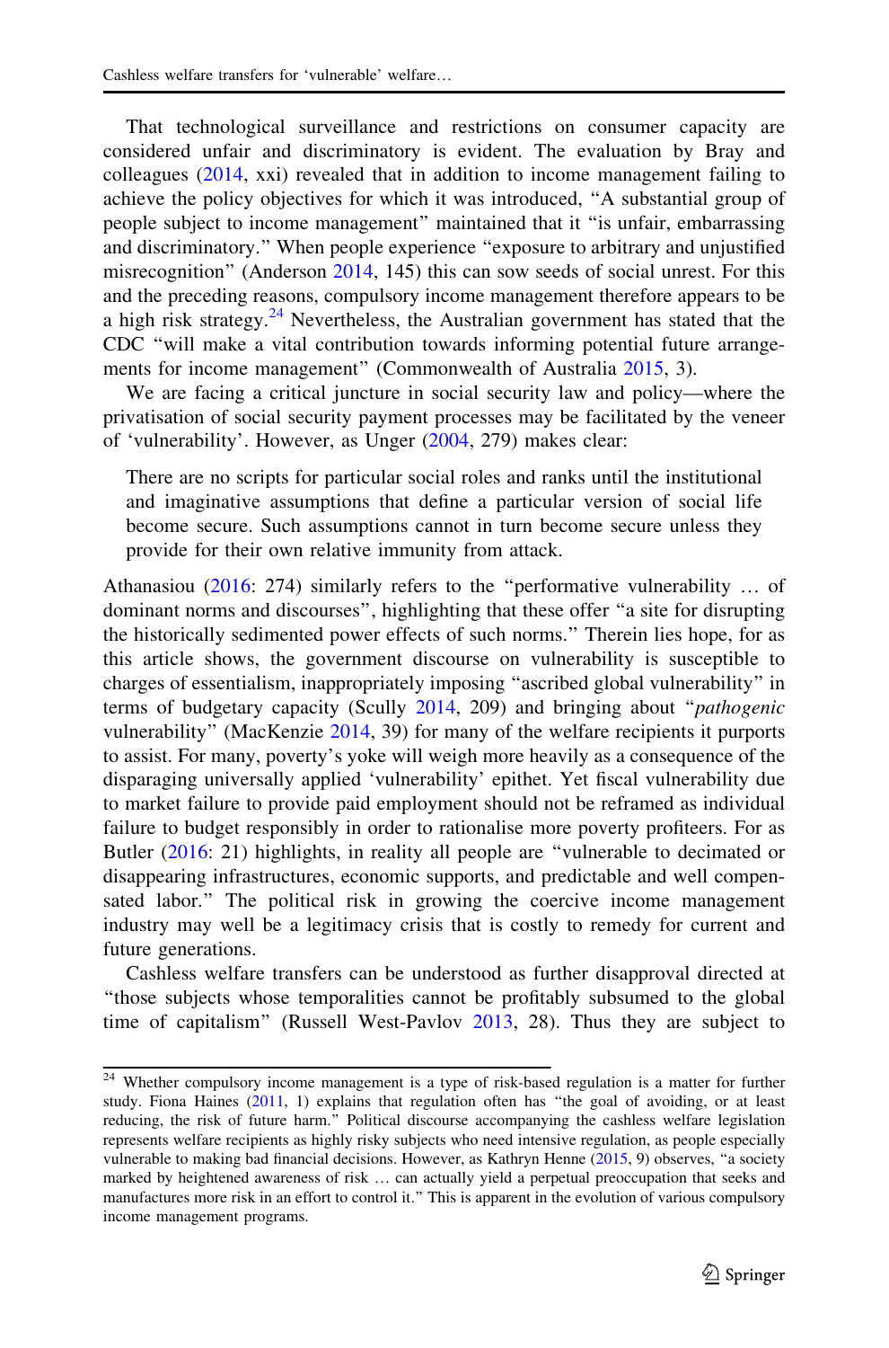That technological surveillance and restrictions on consumer capacity are considered unfair and discriminatory is evident. The evaluation by Bray and colleagues (2014, xxi) revealed that in addition to income management failing to achieve the policy objectives for which it was introduced, "A substantial group of people subject to income management" maintained that it "is unfair, embarrassing and discriminatory." When people experience "exposure to arbitrary and unjustified misrecognition" (Anderson 2014, 145) this can sow seeds of social unrest. For this and the preceding reasons, compulsory income management therefore appears to be a high risk strategy.[24] Nevertheless, the Australian government has stated that the CDC "will make a vital contribution towards informing potential future arrangements for income management" (Commonwealth of Australia 2015, 3).

We are facing a critical juncture in social security law and policy—where the privatisation of social security payment processes may be facilitated by the veneer of 'vulnerability'. However, as Unger (2004, 279) makes clear:

> There are no scripts for particular social roles and ranks until the institutional and imaginative assumptions that define a particular version of social life become secure. Such assumptions cannot in turn become secure unless they provide for their own relative immunity from attack.

Athanasiou (2016: 274) similarly refers to the "performative vulnerability … of dominant norms and discourses", highlighting that these offer "a site for disrupting the historically sedimented power effects of such norms." Therein lies hope, for as this article shows, the government discourse on vulnerability is susceptible to charges of essentialism, inappropriately imposing "ascribed global vulnerability" in terms of budgetary capacity (Scully 2014, 209) and bringing about "*pathogenic* vulnerability" (MacKenzie 2014, 39) for many of the welfare recipients it purports to assist. For many, poverty's yoke will weigh more heavily as a consequence of the disparaging universally applied 'vulnerability' epithet. Yet fiscal vulnerability due to market failure to provide paid employment should not be reframed as individual failure to budget responsibly in order to rationalise more poverty profiteers. For as Butler (2016: 21) highlights, in reality all people are "vulnerable to decimated or disappearing infrastructures, economic supports, and predictable and well compensated labor." The political risk in growing the coercive income management industry may well be a legitimacy crisis that is costly to remedy for current and future generations.

Cashless welfare transfers can be understood as further disapproval directed at "those subjects whose temporalities cannot be profitably subsumed to the global time of capitalism" (Russell West-Pavlov 2013, 28). Thus they are subject to

---

[24] Whether compulsory income management is a type of risk-based regulation is a matter for further study. Fiona Haines (2011, 1) explains that regulation often has "the goal of avoiding, or at least reducing, the risk of future harm." Political discourse accompanying the cashless welfare legislation represents welfare recipients as highly risky subjects who need intensive regulation, as people especially vulnerable to making bad financial decisions. However, as Kathryn Henne (2015, 9) observes, "a society marked by heightened awareness of risk … can actually yield a perpetual preoccupation that seeks and manufactures more risk in an effort to control it." This is apparent in the evolution of various compulsory income management programs.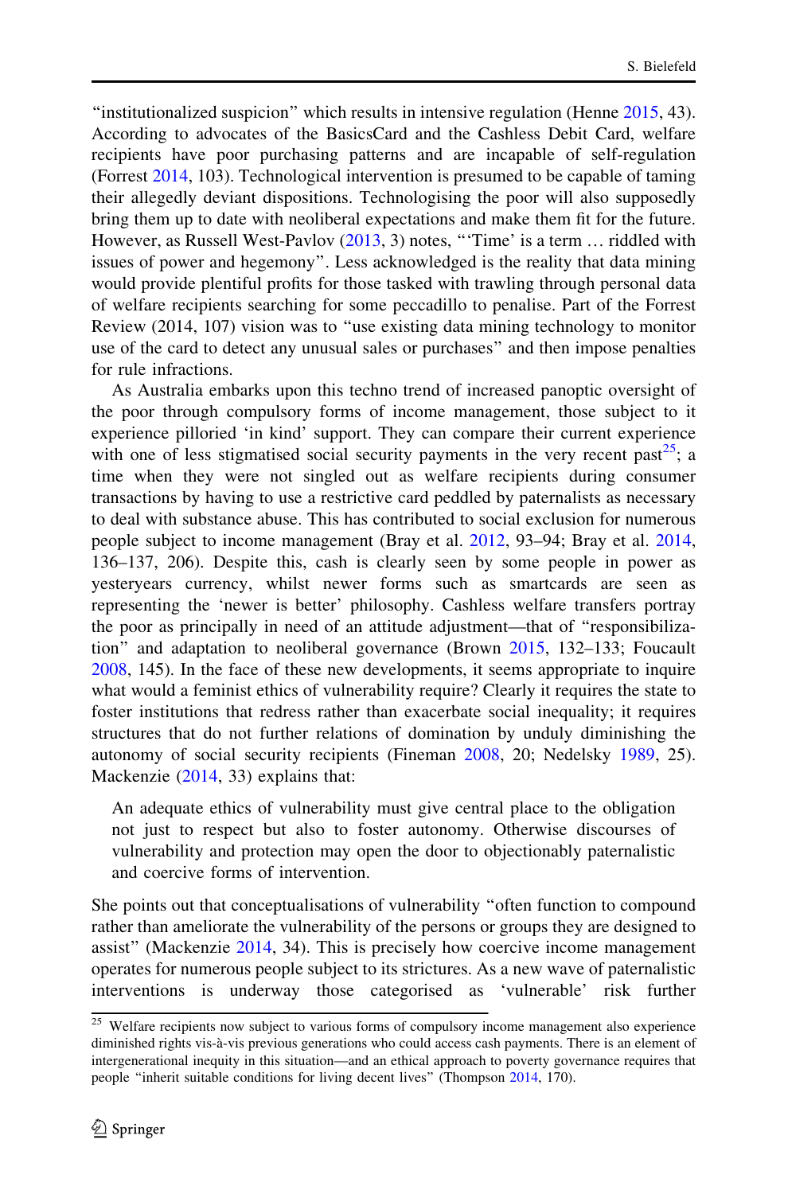"institutionalized suspicion" which results in intensive regulation (Henne 2015, 43). According to advocates of the BasicsCard and the Cashless Debit Card, welfare recipients have poor purchasing patterns and are incapable of self-regulation (Forrest 2014, 103). Technological intervention is presumed to be capable of taming their allegedly deviant dispositions. Technologising the poor will also supposedly bring them up to date with neoliberal expectations and make them fit for the future. However, as Russell West-Pavlov (2013, 3) notes, "'Time' is a term … riddled with issues of power and hegemony". Less acknowledged is the reality that data mining would provide plentiful profits for those tasked with trawling through personal data of welfare recipients searching for some peccadillo to penalise. Part of the Forrest Review (2014, 107) vision was to "use existing data mining technology to monitor use of the card to detect any unusual sales or purchases" and then impose penalties for rule infractions.

As Australia embarks upon this techno trend of increased panoptic oversight of the poor through compulsory forms of income management, those subject to it experience pilloried 'in kind' support. They can compare their current experience with one of less stigmatised social security payments in the very recent past[25]; a time when they were not singled out as welfare recipients during consumer transactions by having to use a restrictive card peddled by paternalists as necessary to deal with substance abuse. This has contributed to social exclusion for numerous people subject to income management (Bray et al. 2012, 93–94; Bray et al. 2014, 136–137, 206). Despite this, cash is clearly seen by some people in power as yesteryears currency, whilst newer forms such as smartcards are seen as representing the 'newer is better' philosophy. Cashless welfare transfers portray the poor as principally in need of an attitude adjustment—that of "responsibilization" and adaptation to neoliberal governance (Brown 2015, 132–133; Foucault 2008, 145). In the face of these new developments, it seems appropriate to inquire what would a feminist ethics of vulnerability require? Clearly it requires the state to foster institutions that redress rather than exacerbate social inequality; it requires structures that do not further relations of domination by unduly diminishing the autonomy of social security recipients (Fineman 2008, 20; Nedelsky 1989, 25). Mackenzie (2014, 33) explains that:

> An adequate ethics of vulnerability must give central place to the obligation not just to respect but also to foster autonomy. Otherwise discourses of vulnerability and protection may open the door to objectionably paternalistic and coercive forms of intervention.

She points out that conceptualisations of vulnerability "often function to compound rather than ameliorate the vulnerability of the persons or groups they are designed to assist" (Mackenzie 2014, 34). This is precisely how coercive income management operates for numerous people subject to its strictures. As a new wave of paternalistic interventions is underway those categorised as 'vulnerable' risk further

[25] Welfare recipients now subject to various forms of compulsory income management also experience diminished rights vis-à-vis previous generations who could access cash payments. There is an element of intergenerational inequity in this situation—and an ethical approach to poverty governance requires that people "inherit suitable conditions for living decent lives" (Thompson 2014, 170).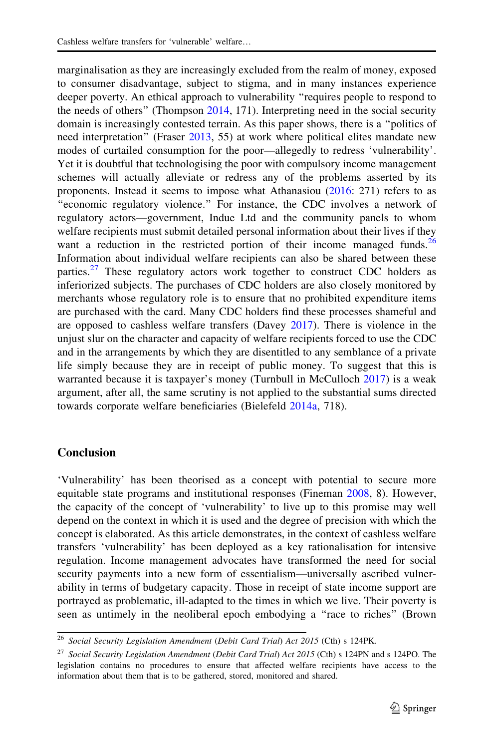marginalisation as they are increasingly excluded from the realm of money, exposed to consumer disadvantage, subject to stigma, and in many instances experience deeper poverty. An ethical approach to vulnerability "requires people to respond to the needs of others" (Thompson 2014, 171). Interpreting need in the social security domain is increasingly contested terrain. As this paper shows, there is a "politics of need interpretation" (Fraser 2013, 55) at work where political elites mandate new modes of curtailed consumption for the poor—allegedly to redress 'vulnerability'. Yet it is doubtful that technologising the poor with compulsory income management schemes will actually alleviate or redress any of the problems asserted by its proponents. Instead it seems to impose what Athanasiou (2016: 271) refers to as "economic regulatory violence." For instance, the CDC involves a network of regulatory actors—government, Indue Ltd and the community panels to whom welfare recipients must submit detailed personal information about their lives if they want a reduction in the restricted portion of their income managed funds.[26] Information about individual welfare recipients can also be shared between these parties.[27] These regulatory actors work together to construct CDC holders as inferiorized subjects. The purchases of CDC holders are also closely monitored by merchants whose regulatory role is to ensure that no prohibited expenditure items are purchased with the card. Many CDC holders find these processes shameful and are opposed to cashless welfare transfers (Davey 2017). There is violence in the unjust slur on the character and capacity of welfare recipients forced to use the CDC and in the arrangements by which they are disentitled to any semblance of a private life simply because they are in receipt of public money. To suggest that this is warranted because it is taxpayer's money (Turnbull in McCulloch 2017) is a weak argument, after all, the same scrutiny is not applied to the substantial sums directed towards corporate welfare beneficiaries (Bielefeld 2014a, 718).

## Conclusion

'Vulnerability' has been theorised as a concept with potential to secure more equitable state programs and institutional responses (Fineman 2008, 8). However, the capacity of the concept of 'vulnerability' to live up to this promise may well depend on the context in which it is used and the degree of precision with which the concept is elaborated. As this article demonstrates, in the context of cashless welfare transfers 'vulnerability' has been deployed as a key rationalisation for intensive regulation. Income management advocates have transformed the need for social security payments into a new form of essentialism—universally ascribed vulnerability in terms of budgetary capacity. Those in receipt of state income support are portrayed as problematic, ill-adapted to the times in which we live. Their poverty is seen as untimely in the neoliberal epoch embodying a "race to riches" (Brown

---

[26] *Social Security Legislation Amendment (Debit Card Trial) Act 2015* (Cth) s 124PK.

[27] *Social Security Legislation Amendment (Debit Card Trial) Act 2015* (Cth) s 124PN and s 124PO. The legislation contains no procedures to ensure that affected welfare recipients have access to the information about them that is to be gathered, stored, monitored and shared.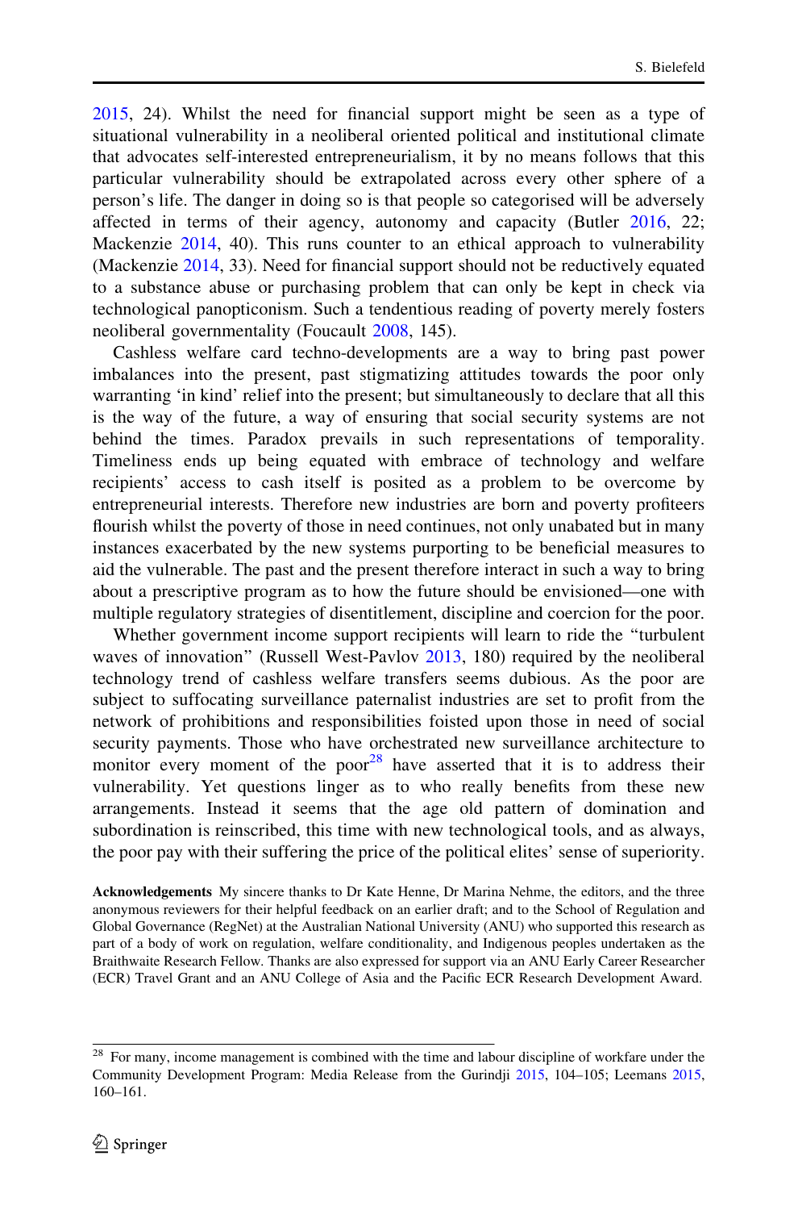2015, 24). Whilst the need for financial support might be seen as a type of situational vulnerability in a neoliberal oriented political and institutional climate that advocates self-interested entrepreneurialism, it by no means follows that this particular vulnerability should be extrapolated across every other sphere of a person's life. The danger in doing so is that people so categorised will be adversely affected in terms of their agency, autonomy and capacity (Butler 2016, 22; Mackenzie 2014, 40). This runs counter to an ethical approach to vulnerability (Mackenzie 2014, 33). Need for financial support should not be reductively equated to a substance abuse or purchasing problem that can only be kept in check via technological panopticonism. Such a tendentious reading of poverty merely fosters neoliberal governmentality (Foucault 2008, 145).

Cashless welfare card techno-developments are a way to bring past power imbalances into the present, past stigmatizing attitudes towards the poor only warranting 'in kind' relief into the present; but simultaneously to declare that all this is the way of the future, a way of ensuring that social security systems are not behind the times. Paradox prevails in such representations of temporality. Timeliness ends up being equated with embrace of technology and welfare recipients' access to cash itself is posited as a problem to be overcome by entrepreneurial interests. Therefore new industries are born and poverty profiteers flourish whilst the poverty of those in need continues, not only unabated but in many instances exacerbated by the new systems purporting to be beneficial measures to aid the vulnerable. The past and the present therefore interact in such a way to bring about a prescriptive program as to how the future should be envisioned—one with multiple regulatory strategies of disentitlement, discipline and coercion for the poor.

Whether government income support recipients will learn to ride the "turbulent waves of innovation" (Russell West-Pavlov 2013, 180) required by the neoliberal technology trend of cashless welfare transfers seems dubious. As the poor are subject to suffocating surveillance paternalist industries are set to profit from the network of prohibitions and responsibilities foisted upon those in need of social security payments. Those who have orchestrated new surveillance architecture to monitor every moment of the poor[28] have asserted that it is to address their vulnerability. Yet questions linger as to who really benefits from these new arrangements. Instead it seems that the age old pattern of domination and subordination is reinscribed, this time with new technological tools, and as always, the poor pay with their suffering the price of the political elites' sense of superiority.

**Acknowledgements** My sincere thanks to Dr Kate Henne, Dr Marina Nehme, the editors, and the three anonymous reviewers for their helpful feedback on an earlier draft; and to the School of Regulation and Global Governance (RegNet) at the Australian National University (ANU) who supported this research as part of a body of work on regulation, welfare conditionality, and Indigenous peoples undertaken as the Braithwaite Research Fellow. Thanks are also expressed for support via an ANU Early Career Researcher (ECR) Travel Grant and an ANU College of Asia and the Pacific ECR Research Development Award.

[28] For many, income management is combined with the time and labour discipline of workfare under the Community Development Program: Media Release from the Gurindji 2015, 104–105; Leemans 2015, 160–161.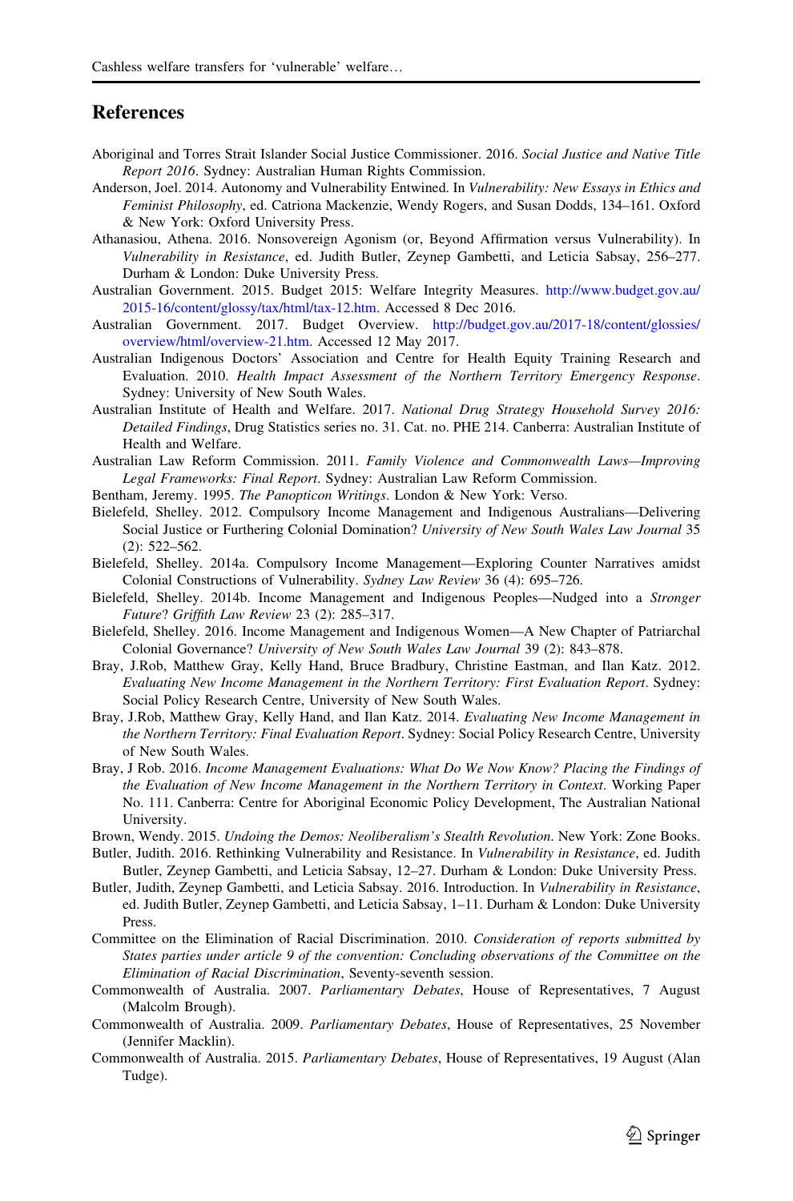## References

Aboriginal and Torres Strait Islander Social Justice Commissioner. 2016. *Social Justice and Native Title Report 2016*. Sydney: Australian Human Rights Commission.

Anderson, Joel. 2014. Autonomy and Vulnerability Entwined. In *Vulnerability: New Essays in Ethics and Feminist Philosophy*, ed. Catriona Mackenzie, Wendy Rogers, and Susan Dodds, 134–161. Oxford & New York: Oxford University Press.

Athanasiou, Athena. 2016. Nonsovereign Agonism (or, Beyond Affirmation versus Vulnerability). In *Vulnerability in Resistance*, ed. Judith Butler, Zeynep Gambetti, and Leticia Sabsay, 256–277. Durham & London: Duke University Press.

Australian Government. 2015. Budget 2015: Welfare Integrity Measures. http://www.budget.gov.au/2015-16/content/glossy/tax/html/tax-12.htm. Accessed 8 Dec 2016.

Australian Government. 2017. Budget Overview. http://budget.gov.au/2017-18/content/glossies/overview/html/overview-21.htm. Accessed 12 May 2017.

Australian Indigenous Doctors' Association and Centre for Health Equity Training Research and Evaluation. 2010. *Health Impact Assessment of the Northern Territory Emergency Response*. Sydney: University of New South Wales.

Australian Institute of Health and Welfare. 2017. *National Drug Strategy Household Survey 2016: Detailed Findings*, Drug Statistics series no. 31. Cat. no. PHE 214. Canberra: Australian Institute of Health and Welfare.

Australian Law Reform Commission. 2011. *Family Violence and Commonwealth Laws—Improving Legal Frameworks: Final Report*. Sydney: Australian Law Reform Commission.

Bentham, Jeremy. 1995. *The Panopticon Writings*. London & New York: Verso.

Bielefeld, Shelley. 2012. Compulsory Income Management and Indigenous Australians—Delivering Social Justice or Furthering Colonial Domination? *University of New South Wales Law Journal* 35 (2): 522–562.

Bielefeld, Shelley. 2014a. Compulsory Income Management—Exploring Counter Narratives amidst Colonial Constructions of Vulnerability. *Sydney Law Review* 36 (4): 695–726.

Bielefeld, Shelley. 2014b. Income Management and Indigenous Peoples—Nudged into a *Stronger Future*? *Griffith Law Review* 23 (2): 285–317.

Bielefeld, Shelley. 2016. Income Management and Indigenous Women—A New Chapter of Patriarchal Colonial Governance? *University of New South Wales Law Journal* 39 (2): 843–878.

Bray, J.Rob, Matthew Gray, Kelly Hand, Bruce Bradbury, Christine Eastman, and Ilan Katz. 2012. *Evaluating New Income Management in the Northern Territory: First Evaluation Report*. Sydney: Social Policy Research Centre, University of New South Wales.

Bray, J.Rob, Matthew Gray, Kelly Hand, and Ilan Katz. 2014. *Evaluating New Income Management in the Northern Territory: Final Evaluation Report*. Sydney: Social Policy Research Centre, University of New South Wales.

Bray, J Rob. 2016. *Income Management Evaluations: What Do We Now Know? Placing the Findings of the Evaluation of New Income Management in the Northern Territory in Context*. Working Paper No. 111. Canberra: Centre for Aboriginal Economic Policy Development, The Australian National University.

Brown, Wendy. 2015. *Undoing the Demos: Neoliberalism's Stealth Revolution*. New York: Zone Books.

Butler, Judith. 2016. Rethinking Vulnerability and Resistance. In *Vulnerability in Resistance*, ed. Judith Butler, Zeynep Gambetti, and Leticia Sabsay, 12–27. Durham & London: Duke University Press.

Butler, Judith, Zeynep Gambetti, and Leticia Sabsay. 2016. Introduction. In *Vulnerability in Resistance*, ed. Judith Butler, Zeynep Gambetti, and Leticia Sabsay, 1–11. Durham & London: Duke University Press.

Committee on the Elimination of Racial Discrimination. 2010. *Consideration of reports submitted by States parties under article 9 of the convention: Concluding observations of the Committee on the Elimination of Racial Discrimination*, Seventy-seventh session.

Commonwealth of Australia. 2007. *Parliamentary Debates*, House of Representatives, 7 August (Malcolm Brough).

Commonwealth of Australia. 2009. *Parliamentary Debates*, House of Representatives, 25 November (Jennifer Macklin).

Commonwealth of Australia. 2015. *Parliamentary Debates*, House of Representatives, 19 August (Alan Tudge).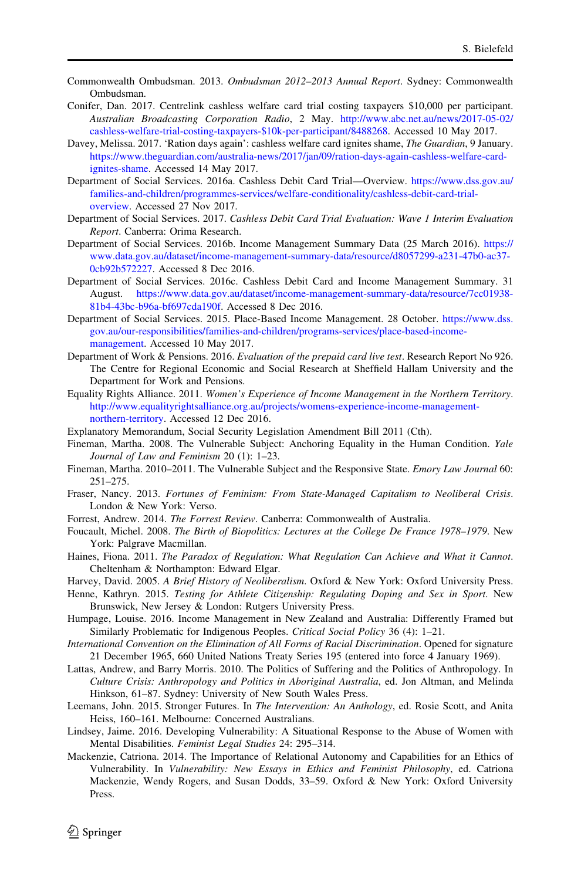Commonwealth Ombudsman. 2013. *Ombudsman 2012–2013 Annual Report*. Sydney: Commonwealth Ombudsman.

Conifer, Dan. 2017. Centrelink cashless welfare card trial costing taxpayers $10,000 per participant. *Australian Broadcasting Corporation Radio*, 2 May. http://www.abc.net.au/news/2017-05-02/cashless-welfare-trial-costing-taxpayers-$10k-per-participant/8488268. Accessed 10 May 2017.

Davey, Melissa. 2017. 'Ration days again': cashless welfare card ignites shame, *The Guardian*, 9 January. https://www.theguardian.com/australia-news/2017/jan/09/ration-days-again-cashless-welfare-card-ignites-shame. Accessed 14 May 2017.

Department of Social Services. 2016a. Cashless Debit Card Trial—Overview. https://www.dss.gov.au/families-and-children/programmes-services/welfare-conditionality/cashless-debit-card-trial-overview. Accessed 27 Nov 2017.

Department of Social Services. 2017. *Cashless Debit Card Trial Evaluation: Wave 1 Interim Evaluation Report*. Canberra: Orima Research.

Department of Social Services. 2016b. Income Management Summary Data (25 March 2016). https://www.data.gov.au/dataset/income-management-summary-data/resource/d8057299-a231-47b0-ac37-0cb92b572227. Accessed 8 Dec 2016.

Department of Social Services. 2016c. Cashless Debit Card and Income Management Summary. 31 August. https://www.data.gov.au/dataset/income-management-summary-data/resource/7cc01938-81b4-43bc-b96a-bf697cda190f. Accessed 8 Dec 2016.

Department of Social Services. 2015. Place-Based Income Management. 28 October. https://www.dss.gov.au/our-responsibilities/families-and-children/programs-services/place-based-income-management. Accessed 10 May 2017.

Department of Work & Pensions. 2016. *Evaluation of the prepaid card live test*. Research Report No 926. The Centre for Regional Economic and Social Research at Sheffield Hallam University and the Department for Work and Pensions.

Equality Rights Alliance. 2011. *Women's Experience of Income Management in the Northern Territory*. http://www.equalityrightsalliance.org.au/projects/womens-experience-income-management-northern-territory. Accessed 12 Dec 2016.

Explanatory Memorandum, Social Security Legislation Amendment Bill 2011 (Cth).

Fineman, Martha. 2008. The Vulnerable Subject: Anchoring Equality in the Human Condition. *Yale Journal of Law and Feminism* 20 (1): 1–23.

Fineman, Martha. 2010–2011. The Vulnerable Subject and the Responsive State. *Emory Law Journal* 60: 251–275.

Fraser, Nancy. 2013. *Fortunes of Feminism: From State-Managed Capitalism to Neoliberal Crisis*. London & New York: Verso.

Forrest, Andrew. 2014. *The Forrest Review*. Canberra: Commonwealth of Australia.

Foucault, Michel. 2008. *The Birth of Biopolitics: Lectures at the College De France 1978–1979*. New York: Palgrave Macmillan.

Haines, Fiona. 2011. *The Paradox of Regulation: What Regulation Can Achieve and What it Cannot*. Cheltenham & Northampton: Edward Elgar.

Harvey, David. 2005. *A Brief History of Neoliberalism*. Oxford & New York: Oxford University Press.

Henne, Kathryn. 2015. *Testing for Athlete Citizenship: Regulating Doping and Sex in Sport*. New Brunswick, New Jersey & London: Rutgers University Press.

Humpage, Louise. 2016. Income Management in New Zealand and Australia: Differently Framed but Similarly Problematic for Indigenous Peoples. *Critical Social Policy* 36 (4): 1–21.

*International Convention on the Elimination of All Forms of Racial Discrimination*. Opened for signature 21 December 1965, 660 United Nations Treaty Series 195 (entered into force 4 January 1969).

Lattas, Andrew, and Barry Morris. 2010. The Politics of Suffering and the Politics of Anthropology. In *Culture Crisis: Anthropology and Politics in Aboriginal Australia*, ed. Jon Altman, and Melinda Hinkson, 61–87. Sydney: University of New South Wales Press.

Leemans, John. 2015. Stronger Futures. In *The Intervention: An Anthology*, ed. Rosie Scott, and Anita Heiss, 160–161. Melbourne: Concerned Australians.

Lindsey, Jaime. 2016. Developing Vulnerability: A Situational Response to the Abuse of Women with Mental Disabilities. *Feminist Legal Studies* 24: 295–314.

Mackenzie, Catriona. 2014. The Importance of Relational Autonomy and Capabilities for an Ethics of Vulnerability. In *Vulnerability: New Essays in Ethics and Feminist Philosophy*, ed. Catriona Mackenzie, Wendy Rogers, and Susan Dodds, 33–59. Oxford & New York: Oxford University Press.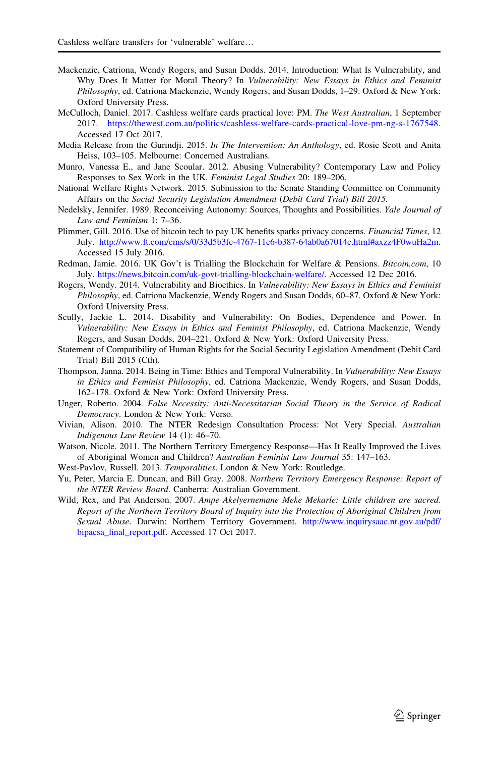Mackenzie, Catriona, Wendy Rogers, and Susan Dodds. 2014. Introduction: What Is Vulnerability, and Why Does It Matter for Moral Theory? In *Vulnerability: New Essays in Ethics and Feminist Philosophy*, ed. Catriona Mackenzie, Wendy Rogers, and Susan Dodds, 1–29. Oxford & New York: Oxford University Press.

McCulloch, Daniel. 2017. Cashless welfare cards practical love: PM. *The West Australian*, 1 September 2017. https://thewest.com.au/politics/cashless-welfare-cards-practical-love-pm-ng-s-1767548. Accessed 17 Oct 2017.

Media Release from the Gurindji. 2015. *In The Intervention: An Anthology*, ed. Rosie Scott and Anita Heiss, 103–105. Melbourne: Concerned Australians.

Munro, Vanessa E., and Jane Scoular. 2012. Abusing Vulnerability? Contemporary Law and Policy Responses to Sex Work in the UK. *Feminist Legal Studies* 20: 189–206.

National Welfare Rights Network. 2015. Submission to the Senate Standing Committee on Community Affairs on the *Social Security Legislation Amendment (Debit Card Trial) Bill 2015*.

Nedelsky, Jennifer. 1989. Reconceiving Autonomy: Sources, Thoughts and Possibilities. *Yale Journal of Law and Feminism* 1: 7–36.

Plimmer, Gill. 2016. Use of bitcoin tech to pay UK benefits sparks privacy concerns. *Financial Times*, 12 July. http://www.ft.com/cms/s/0/33d5b3fc-4767-11e6-b387-64ab0a67014c.html#axzz4F0wuHa2m. Accessed 15 July 2016.

Redman, Jamie. 2016. UK Gov't is Trialling the Blockchain for Welfare & Pensions. *Bitcoin.com*, 10 July. https://news.bitcoin.com/uk-govt-trialling-blockchain-welfare/. Accessed 12 Dec 2016.

Rogers, Wendy. 2014. Vulnerability and Bioethics. In *Vulnerability: New Essays in Ethics and Feminist Philosophy*, ed. Catriona Mackenzie, Wendy Rogers and Susan Dodds, 60–87. Oxford & New York: Oxford University Press.

Scully, Jackie L. 2014. Disability and Vulnerability: On Bodies, Dependence and Power. In *Vulnerability: New Essays in Ethics and Feminist Philosophy*, ed. Catriona Mackenzie, Wendy Rogers, and Susan Dodds, 204–221. Oxford & New York: Oxford University Press.

Statement of Compatibility of Human Rights for the Social Security Legislation Amendment (Debit Card Trial) Bill 2015 (Cth).

Thompson, Janna. 2014. Being in Time: Ethics and Temporal Vulnerability. In *Vulnerability: New Essays in Ethics and Feminist Philosophy*, ed. Catriona Mackenzie, Wendy Rogers, and Susan Dodds, 162–178. Oxford & New York: Oxford University Press.

Unger, Roberto. 2004. *False Necessity: Anti-Necessitarian Social Theory in the Service of Radical Democracy*. London & New York: Verso.

Vivian, Alison. 2010. The NTER Redesign Consultation Process: Not Very Special. *Australian Indigenous Law Review* 14 (1): 46–70.

Watson, Nicole. 2011. The Northern Territory Emergency Response—Has It Really Improved the Lives of Aboriginal Women and Children? *Australian Feminist Law Journal* 35: 147–163.

West-Pavlov, Russell. 2013. *Temporalities*. London & New York: Routledge.

Yu, Peter, Marcia E. Duncan, and Bill Gray. 2008. *Northern Territory Emergency Response: Report of the NTER Review Board*. Canberra: Australian Government.

Wild, Rex, and Pat Anderson. 2007. *Ampe Akelyernemane Meke Mekarle: Little children are sacred. Report of the Northern Territory Board of Inquiry into the Protection of Aboriginal Children from Sexual Abuse*. Darwin: Northern Territory Government. http://www.inquirysaac.nt.gov.au/pdf/bipacsa_final_report.pdf. Accessed 17 Oct 2017.